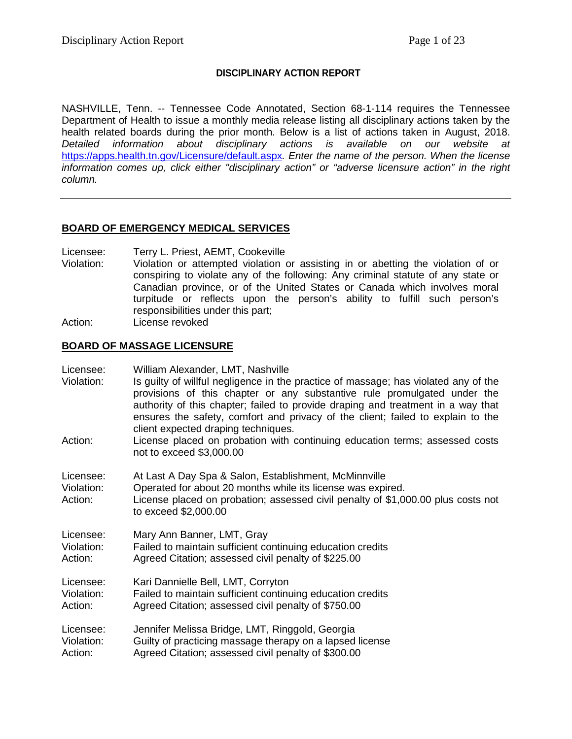**DISCIPLINARY ACTION REPORT**

NASHVILLE, Tenn. -- Tennessee Code Annotated, Section 68-1-114 requires the Tennessee Department of Health to issue a monthly media release listing all disciplinary actions taken by the health related boards during the prior month. Below is a list of actions taken in August, 2018. *Detailed information about disciplinary actions is available on our website at* https://apps.health.tn.gov/Licensure/default.aspx*. Enter the name of the person. When the license information comes up, click either "disciplinary action" or "adverse licensure action" in the right column.*

---

## BOARD OF EMERGENCY MEDICAL SERVICES

Licensee: Terry L. Priest, AEMT, Cookeville
Violation: Violation or attempted violation or assisting in or abetting the violation of or conspiring to violate any of the following: Any criminal statute of any state or Canadian province, or of the United States or Canada which involves moral turpitude or reflects upon the person's ability to fulfill such person's responsibilities under this part;
Action: License revoked

## BOARD OF MASSAGE LICENSURE

Licensee: William Alexander, LMT, Nashville
Violation: Is guilty of willful negligence in the practice of massage; has violated any of the provisions of this chapter or any substantive rule promulgated under the authority of this chapter; failed to provide draping and treatment in a way that ensures the safety, comfort and privacy of the client; failed to explain to the client expected draping techniques.
Action: License placed on probation with continuing education terms; assessed costs not to exceed $3,000.00

Licensee: At Last A Day Spa & Salon, Establishment, McMinnville
Violation: Operated for about 20 months while its license was expired.
Action: License placed on probation; assessed civil penalty of $1,000.00 plus costs not to exceed $2,000.00

Licensee: Mary Ann Banner, LMT, Gray
Violation: Failed to maintain sufficient continuing education credits
Action: Agreed Citation; assessed civil penalty of $225.00

Licensee: Kari Dannielle Bell, LMT, Corryton
Violation: Failed to maintain sufficient continuing education credits
Action: Agreed Citation; assessed civil penalty of $750.00

Licensee: Jennifer Melissa Bridge, LMT, Ringgold, Georgia
Violation: Guilty of practicing massage therapy on a lapsed license
Action: Agreed Citation; assessed civil penalty of $300.00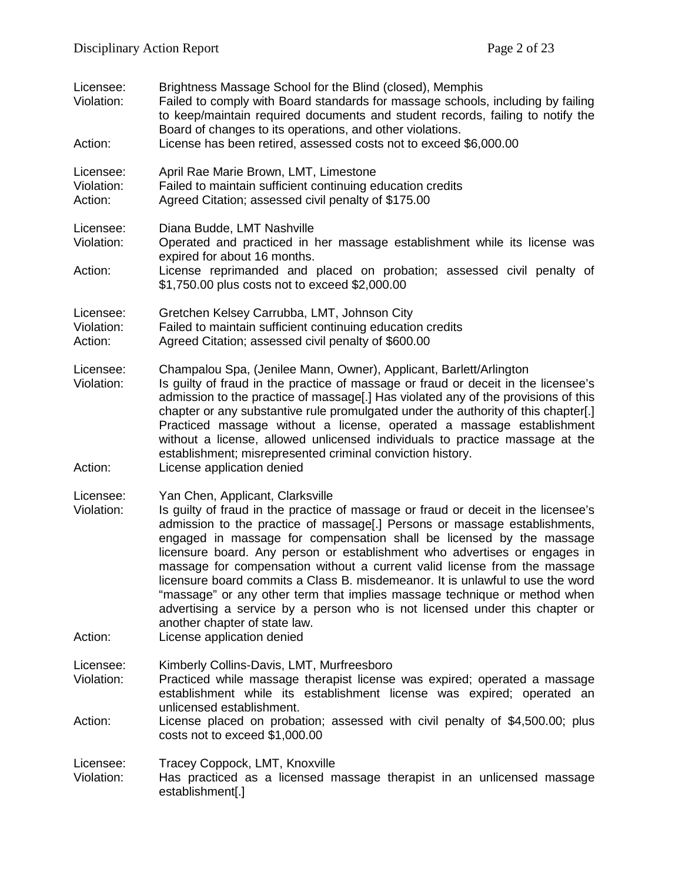Licensee: Brightness Massage School for the Blind (closed), Memphis
Violation: Failed to comply with Board standards for massage schools, including by failing to keep/maintain required documents and student records, failing to notify the Board of changes to its operations, and other violations.
Action: License has been retired, assessed costs not to exceed $6,000.00

Licensee: April Rae Marie Brown, LMT, Limestone
Violation: Failed to maintain sufficient continuing education credits
Action: Agreed Citation; assessed civil penalty of $175.00

Licensee: Diana Budde, LMT Nashville
Violation: Operated and practiced in her massage establishment while its license was expired for about 16 months.
Action: License reprimanded and placed on probation; assessed civil penalty of $1,750.00 plus costs not to exceed $2,000.00

Licensee: Gretchen Kelsey Carrubba, LMT, Johnson City
Violation: Failed to maintain sufficient continuing education credits
Action: Agreed Citation; assessed civil penalty of $600.00

Licensee: Champalou Spa, (Jenilee Mann, Owner), Applicant, Barlett/Arlington
Violation: Is guilty of fraud in the practice of massage or fraud or deceit in the licensee's admission to the practice of massage[.] Has violated any of the provisions of this chapter or any substantive rule promulgated under the authority of this chapter[.] Practiced massage without a license, operated a massage establishment without a license, allowed unlicensed individuals to practice massage at the establishment; misrepresented criminal conviction history.
Action: License application denied

Licensee: Yan Chen, Applicant, Clarksville
Violation: Is guilty of fraud in the practice of massage or fraud or deceit in the licensee's admission to the practice of massage[.] Persons or massage establishments, engaged in massage for compensation shall be licensed by the massage licensure board. Any person or establishment who advertises or engages in massage for compensation without a current valid license from the massage licensure board commits a Class B. misdemeanor. It is unlawful to use the word "massage" or any other term that implies massage technique or method when advertising a service by a person who is not licensed under this chapter or another chapter of state law.
Action: License application denied

Licensee: Kimberly Collins-Davis, LMT, Murfreesboro
Violation: Practiced while massage therapist license was expired; operated a massage establishment while its establishment license was expired; operated an unlicensed establishment.
Action: License placed on probation; assessed with civil penalty of $4,500.00; plus costs not to exceed $1,000.00

Licensee: Tracey Coppock, LMT, Knoxville
Violation: Has practiced as a licensed massage therapist in an unlicensed massage establishment[.]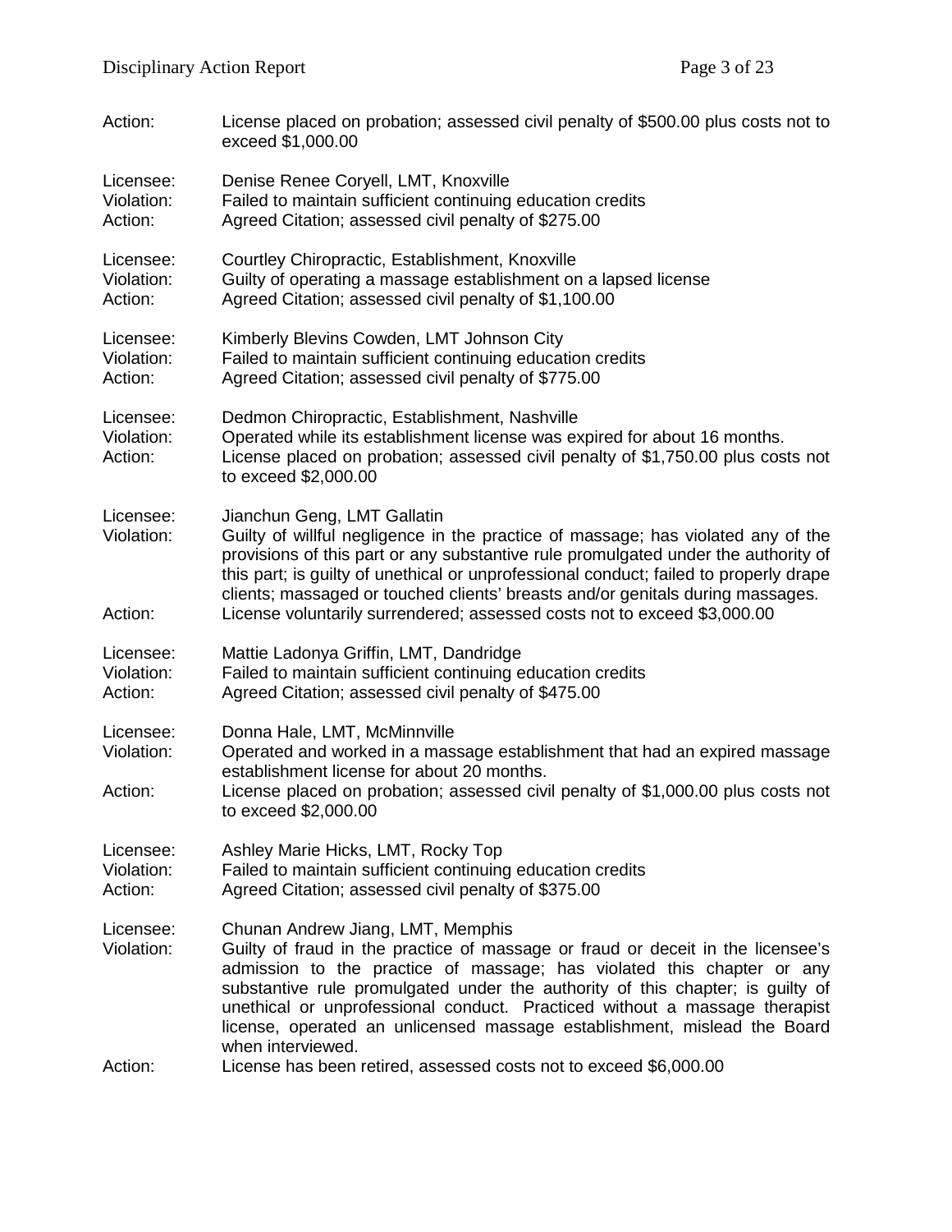Action: License placed on probation; assessed civil penalty of $500.00 plus costs not to exceed $1,000.00

Licensee: Denise Renee Coryell, LMT, Knoxville
Violation: Failed to maintain sufficient continuing education credits
Action: Agreed Citation; assessed civil penalty of $275.00

Licensee: Courtley Chiropractic, Establishment, Knoxville
Violation: Guilty of operating a massage establishment on a lapsed license
Action: Agreed Citation; assessed civil penalty of $1,100.00

Licensee: Kimberly Blevins Cowden, LMT Johnson City
Violation: Failed to maintain sufficient continuing education credits
Action: Agreed Citation; assessed civil penalty of $775.00

Licensee: Dedmon Chiropractic, Establishment, Nashville
Violation: Operated while its establishment license was expired for about 16 months.
Action: License placed on probation; assessed civil penalty of $1,750.00 plus costs not to exceed $2,000.00

Licensee: Jianchun Geng, LMT Gallatin
Violation: Guilty of willful negligence in the practice of massage; has violated any of the provisions of this part or any substantive rule promulgated under the authority of this part; is guilty of unethical or unprofessional conduct; failed to properly drape clients; massaged or touched clients' breasts and/or genitals during massages.
Action: License voluntarily surrendered; assessed costs not to exceed $3,000.00

Licensee: Mattie Ladonya Griffin, LMT, Dandridge
Violation: Failed to maintain sufficient continuing education credits
Action: Agreed Citation; assessed civil penalty of $475.00

Licensee: Donna Hale, LMT, McMinnville
Violation: Operated and worked in a massage establishment that had an expired massage establishment license for about 20 months.
Action: License placed on probation; assessed civil penalty of $1,000.00 plus costs not to exceed $2,000.00

Licensee: Ashley Marie Hicks, LMT, Rocky Top
Violation: Failed to maintain sufficient continuing education credits
Action: Agreed Citation; assessed civil penalty of $375.00

Licensee: Chunan Andrew Jiang, LMT, Memphis
Violation: Guilty of fraud in the practice of massage or fraud or deceit in the licensee's admission to the practice of massage; has violated this chapter or any substantive rule promulgated under the authority of this chapter; is guilty of unethical or unprofessional conduct. Practiced without a massage therapist license, operated an unlicensed massage establishment, mislead the Board when interviewed.
Action: License has been retired, assessed costs not to exceed $6,000.00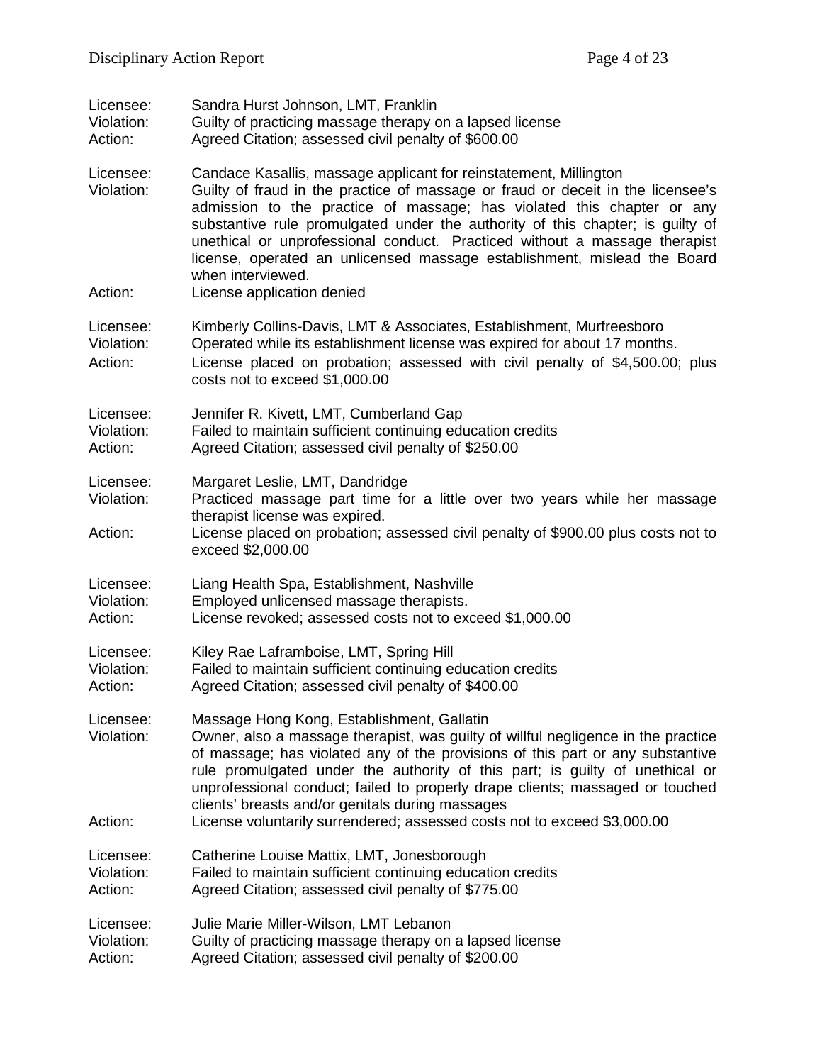Licensee: Sandra Hurst Johnson, LMT, Franklin
Violation: Guilty of practicing massage therapy on a lapsed license
Action: Agreed Citation; assessed civil penalty of $600.00

Licensee: Candace Kasallis, massage applicant for reinstatement, Millington
Violation: Guilty of fraud in the practice of massage or fraud or deceit in the licensee's admission to the practice of massage; has violated this chapter or any substantive rule promulgated under the authority of this chapter; is guilty of unethical or unprofessional conduct. Practiced without a massage therapist license, operated an unlicensed massage establishment, mislead the Board when interviewed.
Action: License application denied

Licensee: Kimberly Collins-Davis, LMT & Associates, Establishment, Murfreesboro
Violation: Operated while its establishment license was expired for about 17 months.
Action: License placed on probation; assessed with civil penalty of $4,500.00; plus costs not to exceed $1,000.00

Licensee: Jennifer R. Kivett, LMT, Cumberland Gap
Violation: Failed to maintain sufficient continuing education credits
Action: Agreed Citation; assessed civil penalty of $250.00

Licensee: Margaret Leslie, LMT, Dandridge
Violation: Practiced massage part time for a little over two years while her massage therapist license was expired.
Action: License placed on probation; assessed civil penalty of $900.00 plus costs not to exceed $2,000.00

Licensee: Liang Health Spa, Establishment, Nashville
Violation: Employed unlicensed massage therapists.
Action: License revoked; assessed costs not to exceed $1,000.00

Licensee: Kiley Rae Laframboise, LMT, Spring Hill
Violation: Failed to maintain sufficient continuing education credits
Action: Agreed Citation; assessed civil penalty of $400.00

Licensee: Massage Hong Kong, Establishment, Gallatin
Violation: Owner, also a massage therapist, was guilty of willful negligence in the practice of massage; has violated any of the provisions of this part or any substantive rule promulgated under the authority of this part; is guilty of unethical or unprofessional conduct; failed to properly drape clients; massaged or touched clients' breasts and/or genitals during massages
Action: License voluntarily surrendered; assessed costs not to exceed $3,000.00

Licensee: Catherine Louise Mattix, LMT, Jonesborough
Violation: Failed to maintain sufficient continuing education credits
Action: Agreed Citation; assessed civil penalty of $775.00

Licensee: Julie Marie Miller-Wilson, LMT Lebanon
Violation: Guilty of practicing massage therapy on a lapsed license
Action: Agreed Citation; assessed civil penalty of $200.00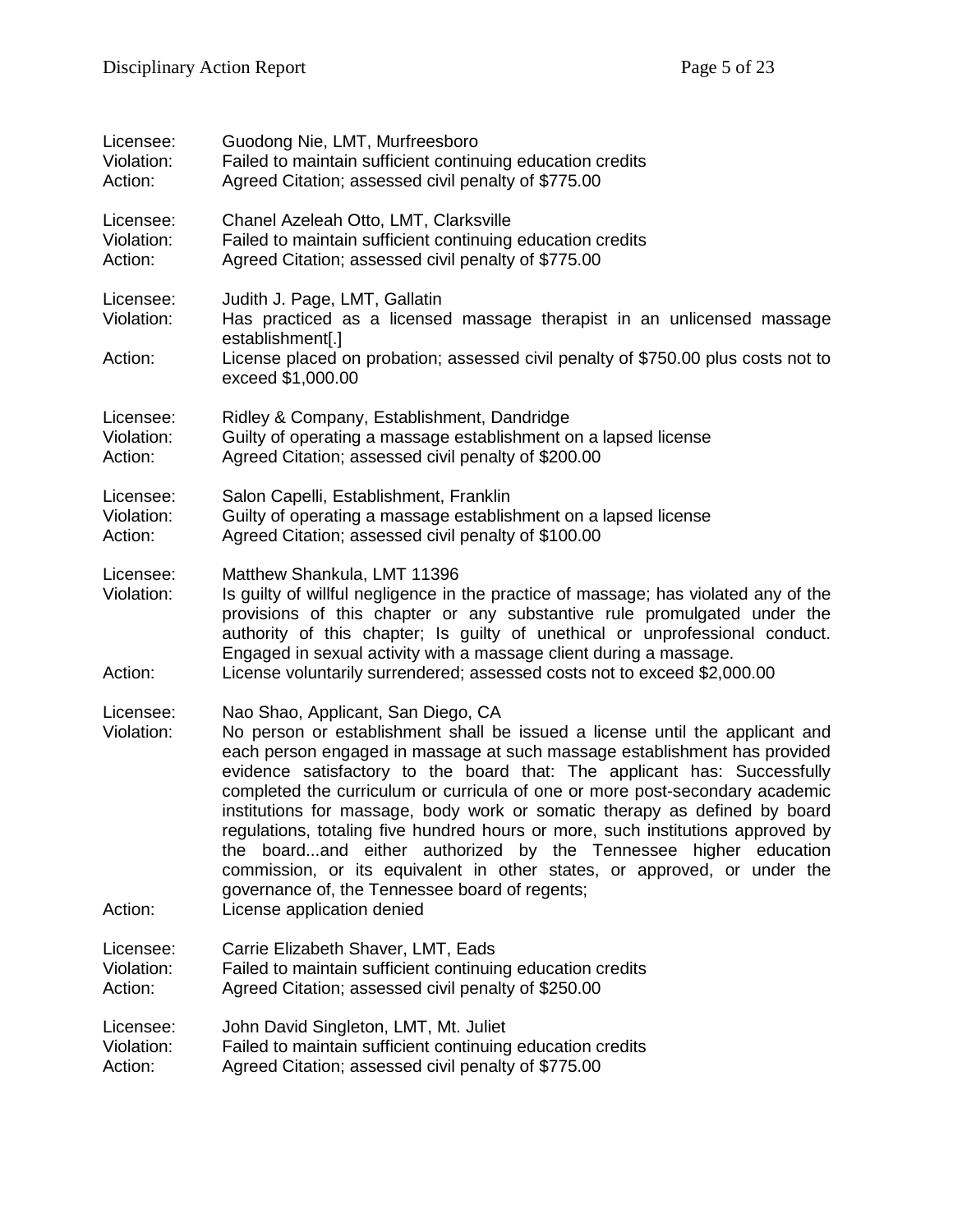Licensee: Guodong Nie, LMT, Murfreesboro
Violation: Failed to maintain sufficient continuing education credits
Action: Agreed Citation; assessed civil penalty of $775.00

Licensee: Chanel Azeleah Otto, LMT, Clarksville
Violation: Failed to maintain sufficient continuing education credits
Action: Agreed Citation; assessed civil penalty of $775.00

Licensee: Judith J. Page, LMT, Gallatin
Violation: Has practiced as a licensed massage therapist in an unlicensed massage establishment[.]
Action: License placed on probation; assessed civil penalty of $750.00 plus costs not to exceed $1,000.00

Licensee: Ridley & Company, Establishment, Dandridge
Violation: Guilty of operating a massage establishment on a lapsed license
Action: Agreed Citation; assessed civil penalty of $200.00

Licensee: Salon Capelli, Establishment, Franklin
Violation: Guilty of operating a massage establishment on a lapsed license
Action: Agreed Citation; assessed civil penalty of $100.00

Licensee: Matthew Shankula, LMT 11396
Violation: Is guilty of willful negligence in the practice of massage; has violated any of the provisions of this chapter or any substantive rule promulgated under the authority of this chapter; Is guilty of unethical or unprofessional conduct. Engaged in sexual activity with a massage client during a massage.
Action: License voluntarily surrendered; assessed costs not to exceed $2,000.00

Licensee: Nao Shao, Applicant, San Diego, CA
Violation: No person or establishment shall be issued a license until the applicant and each person engaged in massage at such massage establishment has provided evidence satisfactory to the board that: The applicant has: Successfully completed the curriculum or curricula of one or more post-secondary academic institutions for massage, body work or somatic therapy as defined by board regulations, totaling five hundred hours or more, such institutions approved by the board...and either authorized by the Tennessee higher education commission, or its equivalent in other states, or approved, or under the governance of, the Tennessee board of regents;
Action: License application denied

Licensee: Carrie Elizabeth Shaver, LMT, Eads
Violation: Failed to maintain sufficient continuing education credits
Action: Agreed Citation; assessed civil penalty of $250.00

Licensee: John David Singleton, LMT, Mt. Juliet
Violation: Failed to maintain sufficient continuing education credits
Action: Agreed Citation; assessed civil penalty of $775.00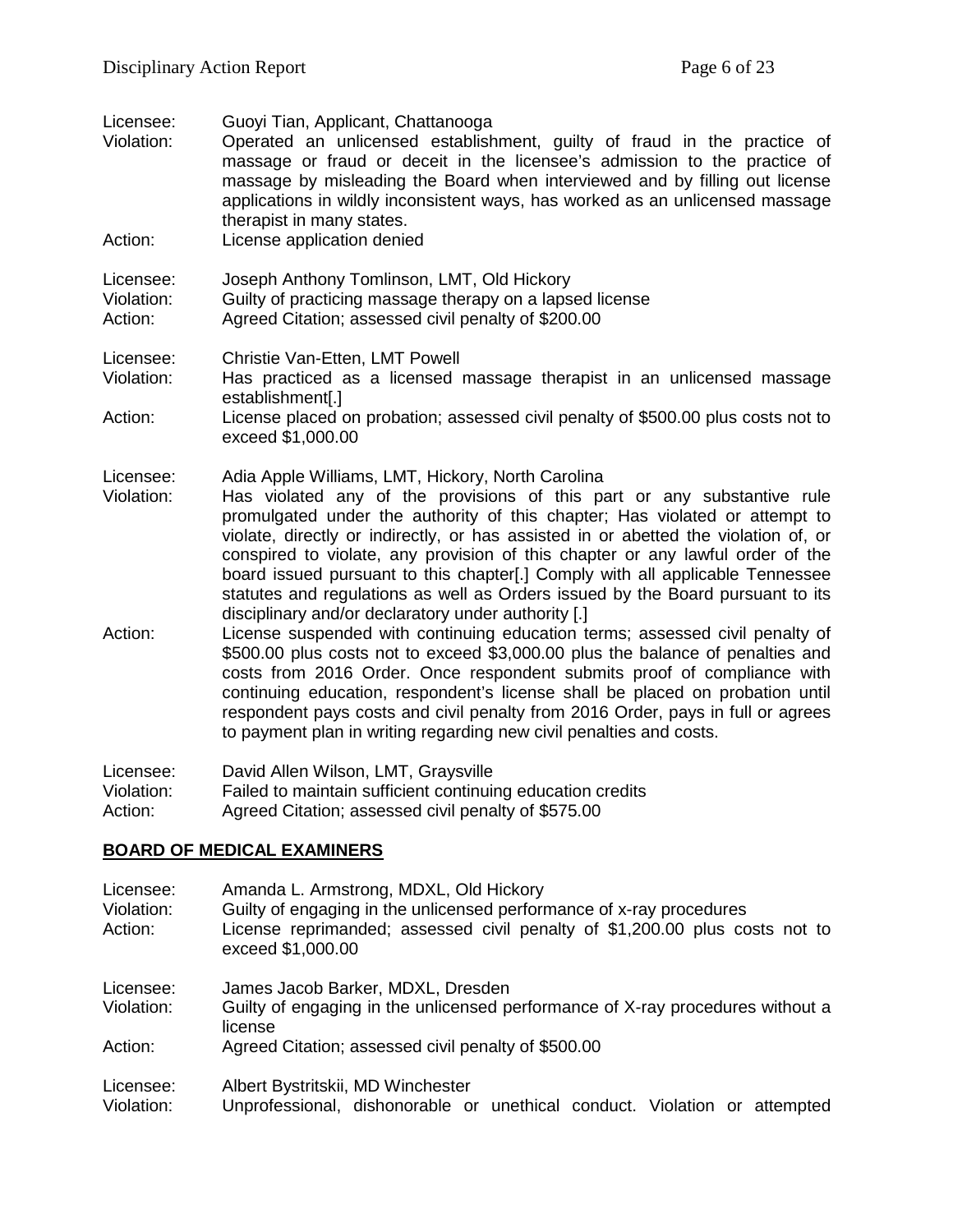Licensee: Guoyi Tian, Applicant, Chattanooga
Violation: Operated an unlicensed establishment, guilty of fraud in the practice of massage or fraud or deceit in the licensee's admission to the practice of massage by misleading the Board when interviewed and by filling out license applications in wildly inconsistent ways, has worked as an unlicensed massage therapist in many states.
Action: License application denied

Licensee: Joseph Anthony Tomlinson, LMT, Old Hickory
Violation: Guilty of practicing massage therapy on a lapsed license
Action: Agreed Citation; assessed civil penalty of $200.00

Licensee: Christie Van-Etten, LMT Powell
Violation: Has practiced as a licensed massage therapist in an unlicensed massage establishment[.]
Action: License placed on probation; assessed civil penalty of $500.00 plus costs not to exceed $1,000.00

Licensee: Adia Apple Williams, LMT, Hickory, North Carolina
Violation: Has violated any of the provisions of this part or any substantive rule promulgated under the authority of this chapter; Has violated or attempt to violate, directly or indirectly, or has assisted in or abetted the violation of, or conspired to violate, any provision of this chapter or any lawful order of the board issued pursuant to this chapter[.] Comply with all applicable Tennessee statutes and regulations as well as Orders issued by the Board pursuant to its disciplinary and/or declaratory under authority [.]
Action: License suspended with continuing education terms; assessed civil penalty of $500.00 plus costs not to exceed $3,000.00 plus the balance of penalties and costs from 2016 Order. Once respondent submits proof of compliance with continuing education, respondent's license shall be placed on probation until respondent pays costs and civil penalty from 2016 Order, pays in full or agrees to payment plan in writing regarding new civil penalties and costs.

Licensee: David Allen Wilson, LMT, Graysville
Violation: Failed to maintain sufficient continuing education credits
Action: Agreed Citation; assessed civil penalty of $575.00

## BOARD OF MEDICAL EXAMINERS

Licensee: Amanda L. Armstrong, MDXL, Old Hickory
Violation: Guilty of engaging in the unlicensed performance of x-ray procedures
Action: License reprimanded; assessed civil penalty of $1,200.00 plus costs not to exceed $1,000.00

Licensee: James Jacob Barker, MDXL, Dresden
Violation: Guilty of engaging in the unlicensed performance of X-ray procedures without a license
Action: Agreed Citation; assessed civil penalty of $500.00

Licensee: Albert Bystritskii, MD Winchester
Violation: Unprofessional, dishonorable or unethical conduct. Violation or attempted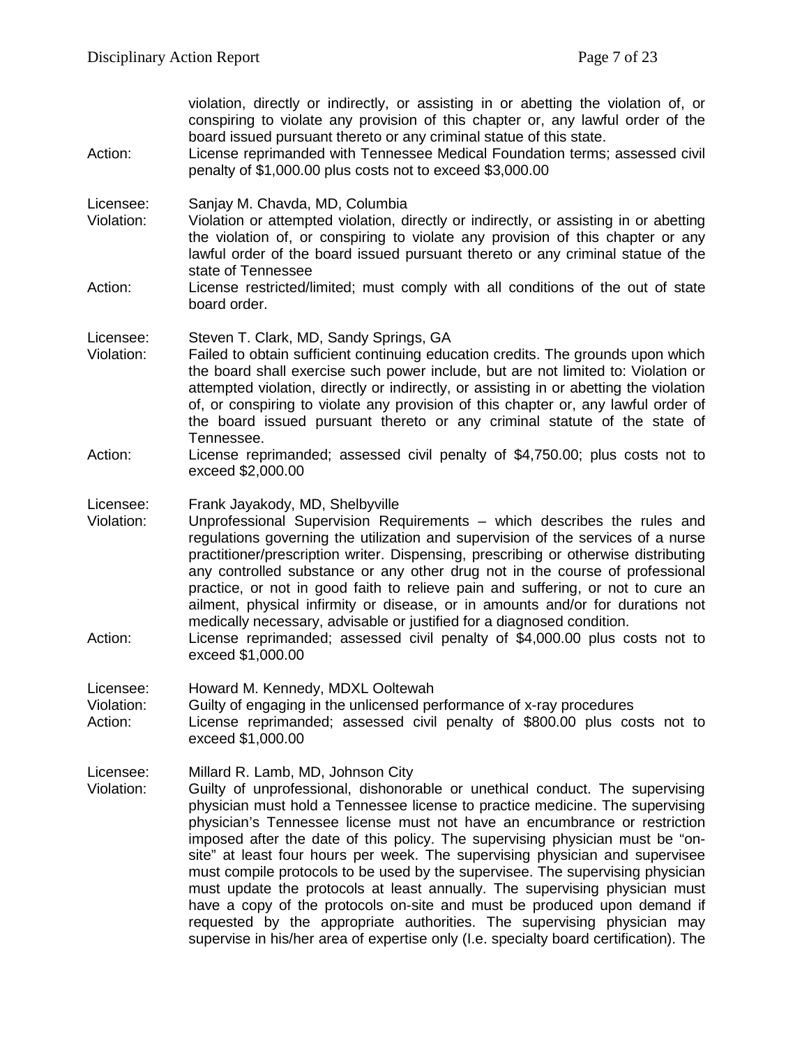violation, directly or indirectly, or assisting in or abetting the violation of, or conspiring to violate any provision of this chapter or, any lawful order of the board issued pursuant thereto or any criminal statue of this state.

Action: License reprimanded with Tennessee Medical Foundation terms; assessed civil penalty of $1,000.00 plus costs not to exceed $3,000.00

Licensee: Sanjay M. Chavda, MD, Columbia

Violation: Violation or attempted violation, directly or indirectly, or assisting in or abetting the violation of, or conspiring to violate any provision of this chapter or any lawful order of the board issued pursuant thereto or any criminal statue of the state of Tennessee

Action: License restricted/limited; must comply with all conditions of the out of state board order.

Licensee: Steven T. Clark, MD, Sandy Springs, GA

Violation: Failed to obtain sufficient continuing education credits. The grounds upon which the board shall exercise such power include, but are not limited to: Violation or attempted violation, directly or indirectly, or assisting in or abetting the violation of, or conspiring to violate any provision of this chapter or, any lawful order of the board issued pursuant thereto or any criminal statute of the state of Tennessee.

Action: License reprimanded; assessed civil penalty of $4,750.00; plus costs not to exceed $2,000.00

Licensee: Frank Jayakody, MD, Shelbyville

Violation: Unprofessional Supervision Requirements – which describes the rules and regulations governing the utilization and supervision of the services of a nurse practitioner/prescription writer. Dispensing, prescribing or otherwise distributing any controlled substance or any other drug not in the course of professional practice, or not in good faith to relieve pain and suffering, or not to cure an ailment, physical infirmity or disease, or in amounts and/or for durations not medically necessary, advisable or justified for a diagnosed condition.

Action: License reprimanded; assessed civil penalty of $4,000.00 plus costs not to exceed $1,000.00

Licensee: Howard M. Kennedy, MDXL Ooltewah

Violation: Guilty of engaging in the unlicensed performance of x-ray procedures

Action: License reprimanded; assessed civil penalty of $800.00 plus costs not to exceed $1,000.00

Licensee: Millard R. Lamb, MD, Johnson City

Violation: Guilty of unprofessional, dishonorable or unethical conduct. The supervising physician must hold a Tennessee license to practice medicine. The supervising physician's Tennessee license must not have an encumbrance or restriction imposed after the date of this policy. The supervising physician must be "on-site" at least four hours per week. The supervising physician and supervisee must compile protocols to be used by the supervisee. The supervising physician must update the protocols at least annually. The supervising physician must have a copy of the protocols on-site and must be produced upon demand if requested by the appropriate authorities. The supervising physician may supervise in his/her area of expertise only (I.e. specialty board certification). The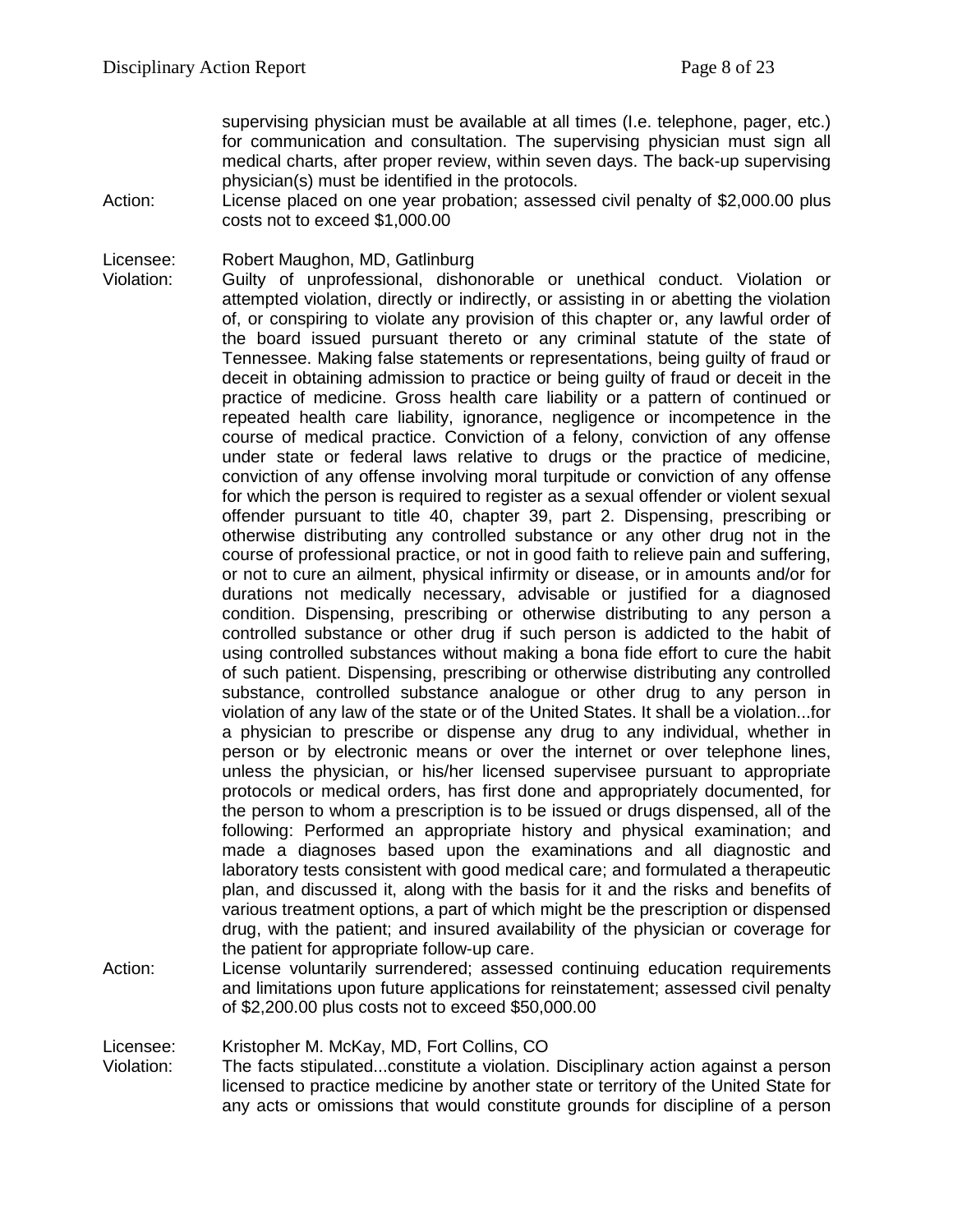supervising physician must be available at all times (I.e. telephone, pager, etc.) for communication and consultation. The supervising physician must sign all medical charts, after proper review, within seven days. The back-up supervising physician(s) must be identified in the protocols.

Action: License placed on one year probation; assessed civil penalty of $2,000.00 plus costs not to exceed $1,000.00

Licensee: Robert Maughon, MD, Gatlinburg

Violation: Guilty of unprofessional, dishonorable or unethical conduct. Violation or attempted violation, directly or indirectly, or assisting in or abetting the violation of, or conspiring to violate any provision of this chapter or, any lawful order of the board issued pursuant thereto or any criminal statute of the state of Tennessee. Making false statements or representations, being guilty of fraud or deceit in obtaining admission to practice or being guilty of fraud or deceit in the practice of medicine. Gross health care liability or a pattern of continued or repeated health care liability, ignorance, negligence or incompetence in the course of medical practice. Conviction of a felony, conviction of any offense under state or federal laws relative to drugs or the practice of medicine, conviction of any offense involving moral turpitude or conviction of any offense for which the person is required to register as a sexual offender or violent sexual offender pursuant to title 40, chapter 39, part 2. Dispensing, prescribing or otherwise distributing any controlled substance or any other drug not in the course of professional practice, or not in good faith to relieve pain and suffering, or not to cure an ailment, physical infirmity or disease, or in amounts and/or for durations not medically necessary, advisable or justified for a diagnosed condition. Dispensing, prescribing or otherwise distributing to any person a controlled substance or other drug if such person is addicted to the habit of using controlled substances without making a bona fide effort to cure the habit of such patient. Dispensing, prescribing or otherwise distributing any controlled substance, controlled substance analogue or other drug to any person in violation of any law of the state or of the United States. It shall be a violation...for a physician to prescribe or dispense any drug to any individual, whether in person or by electronic means or over the internet or over telephone lines, unless the physician, or his/her licensed supervisee pursuant to appropriate protocols or medical orders, has first done and appropriately documented, for the person to whom a prescription is to be issued or drugs dispensed, all of the following: Performed an appropriate history and physical examination; and made a diagnoses based upon the examinations and all diagnostic and laboratory tests consistent with good medical care; and formulated a therapeutic plan, and discussed it, along with the basis for it and the risks and benefits of various treatment options, a part of which might be the prescription or dispensed drug, with the patient; and insured availability of the physician or coverage for the patient for appropriate follow-up care.

Action: License voluntarily surrendered; assessed continuing education requirements and limitations upon future applications for reinstatement; assessed civil penalty of $2,200.00 plus costs not to exceed $50,000.00

Licensee: Kristopher M. McKay, MD, Fort Collins, CO

Violation: The facts stipulated...constitute a violation. Disciplinary action against a person licensed to practice medicine by another state or territory of the United State for any acts or omissions that would constitute grounds for discipline of a person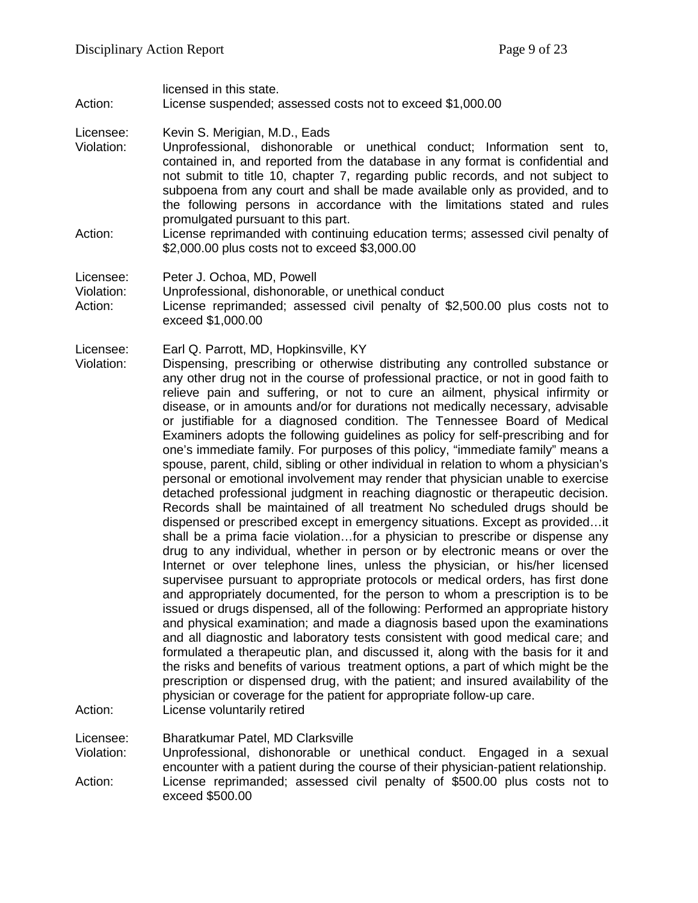licensed in this state.

Action: License suspended; assessed costs not to exceed $1,000.00

Licensee: Kevin S. Merigian, M.D., Eads

Violation: Unprofessional, dishonorable or unethical conduct; Information sent to, contained in, and reported from the database in any format is confidential and not submit to title 10, chapter 7, regarding public records, and not subject to subpoena from any court and shall be made available only as provided, and to the following persons in accordance with the limitations stated and rules promulgated pursuant to this part.

Action: License reprimanded with continuing education terms; assessed civil penalty of $2,000.00 plus costs not to exceed $3,000.00

Licensee: Peter J. Ochoa, MD, Powell

Violation: Unprofessional, dishonorable, or unethical conduct

Action: License reprimanded; assessed civil penalty of $2,500.00 plus costs not to exceed $1,000.00

Licensee: Earl Q. Parrott, MD, Hopkinsville, KY

Violation: Dispensing, prescribing or otherwise distributing any controlled substance or any other drug not in the course of professional practice, or not in good faith to relieve pain and suffering, or not to cure an ailment, physical infirmity or disease, or in amounts and/or for durations not medically necessary, advisable or justifiable for a diagnosed condition. The Tennessee Board of Medical Examiners adopts the following guidelines as policy for self-prescribing and for one's immediate family. For purposes of this policy, "immediate family" means a spouse, parent, child, sibling or other individual in relation to whom a physician's personal or emotional involvement may render that physician unable to exercise detached professional judgment in reaching diagnostic or therapeutic decision. Records shall be maintained of all treatment No scheduled drugs should be dispensed or prescribed except in emergency situations. Except as provided…it shall be a prima facie violation…for a physician to prescribe or dispense any drug to any individual, whether in person or by electronic means or over the Internet or over telephone lines, unless the physician, or his/her licensed supervisee pursuant to appropriate protocols or medical orders, has first done and appropriately documented, for the person to whom a prescription is to be issued or drugs dispensed, all of the following: Performed an appropriate history and physical examination; and made a diagnosis based upon the examinations and all diagnostic and laboratory tests consistent with good medical care; and formulated a therapeutic plan, and discussed it, along with the basis for it and the risks and benefits of various treatment options, a part of which might be the prescription or dispensed drug, with the patient; and insured availability of the physician or coverage for the patient for appropriate follow-up care.

Action: License voluntarily retired

Licensee: Bharatkumar Patel, MD Clarksville

Violation: Unprofessional, dishonorable or unethical conduct. Engaged in a sexual encounter with a patient during the course of their physician-patient relationship.

Action: License reprimanded; assessed civil penalty of $500.00 plus costs not to exceed $500.00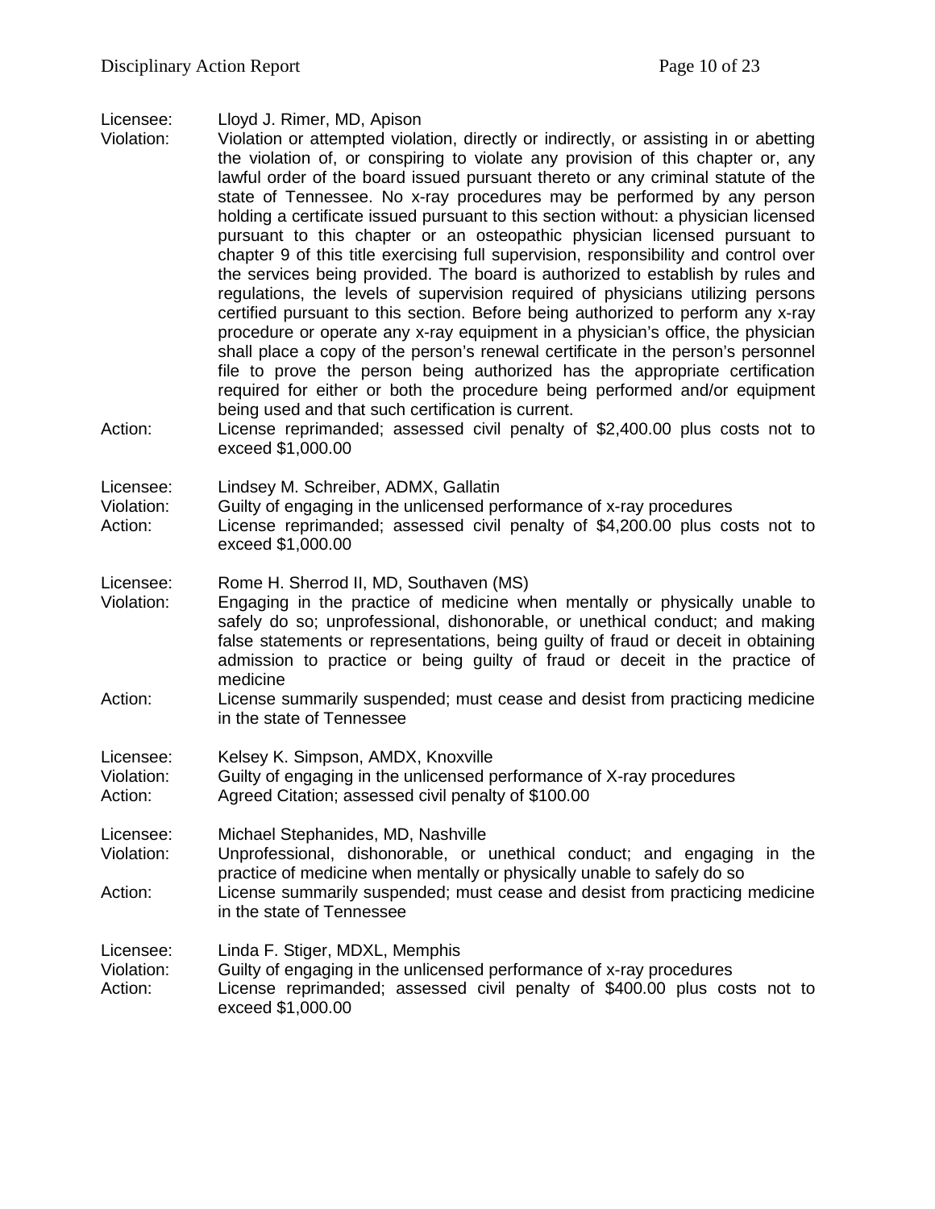Licensee: Lloyd J. Rimer, MD, Apison
Violation: Violation or attempted violation, directly or indirectly, or assisting in or abetting the violation of, or conspiring to violate any provision of this chapter or, any lawful order of the board issued pursuant thereto or any criminal statute of the state of Tennessee. No x-ray procedures may be performed by any person holding a certificate issued pursuant to this section without: a physician licensed pursuant to this chapter or an osteopathic physician licensed pursuant to chapter 9 of this title exercising full supervision, responsibility and control over the services being provided. The board is authorized to establish by rules and regulations, the levels of supervision required of physicians utilizing persons certified pursuant to this section. Before being authorized to perform any x-ray procedure or operate any x-ray equipment in a physician's office, the physician shall place a copy of the person's renewal certificate in the person's personnel file to prove the person being authorized has the appropriate certification required for either or both the procedure being performed and/or equipment being used and that such certification is current.
Action: License reprimanded; assessed civil penalty of $2,400.00 plus costs not to exceed $1,000.00

Licensee: Lindsey M. Schreiber, ADMX, Gallatin
Violation: Guilty of engaging in the unlicensed performance of x-ray procedures
Action: License reprimanded; assessed civil penalty of $4,200.00 plus costs not to exceed $1,000.00

Licensee: Rome H. Sherrod II, MD, Southaven (MS)
Violation: Engaging in the practice of medicine when mentally or physically unable to safely do so; unprofessional, dishonorable, or unethical conduct; and making false statements or representations, being guilty of fraud or deceit in obtaining admission to practice or being guilty of fraud or deceit in the practice of medicine
Action: License summarily suspended; must cease and desist from practicing medicine in the state of Tennessee

Licensee: Kelsey K. Simpson, AMDX, Knoxville
Violation: Guilty of engaging in the unlicensed performance of X-ray procedures
Action: Agreed Citation; assessed civil penalty of $100.00

Licensee: Michael Stephanides, MD, Nashville
Violation: Unprofessional, dishonorable, or unethical conduct; and engaging in the practice of medicine when mentally or physically unable to safely do so
Action: License summarily suspended; must cease and desist from practicing medicine in the state of Tennessee

Licensee: Linda F. Stiger, MDXL, Memphis
Violation: Guilty of engaging in the unlicensed performance of x-ray procedures
Action: License reprimanded; assessed civil penalty of $400.00 plus costs not to exceed $1,000.00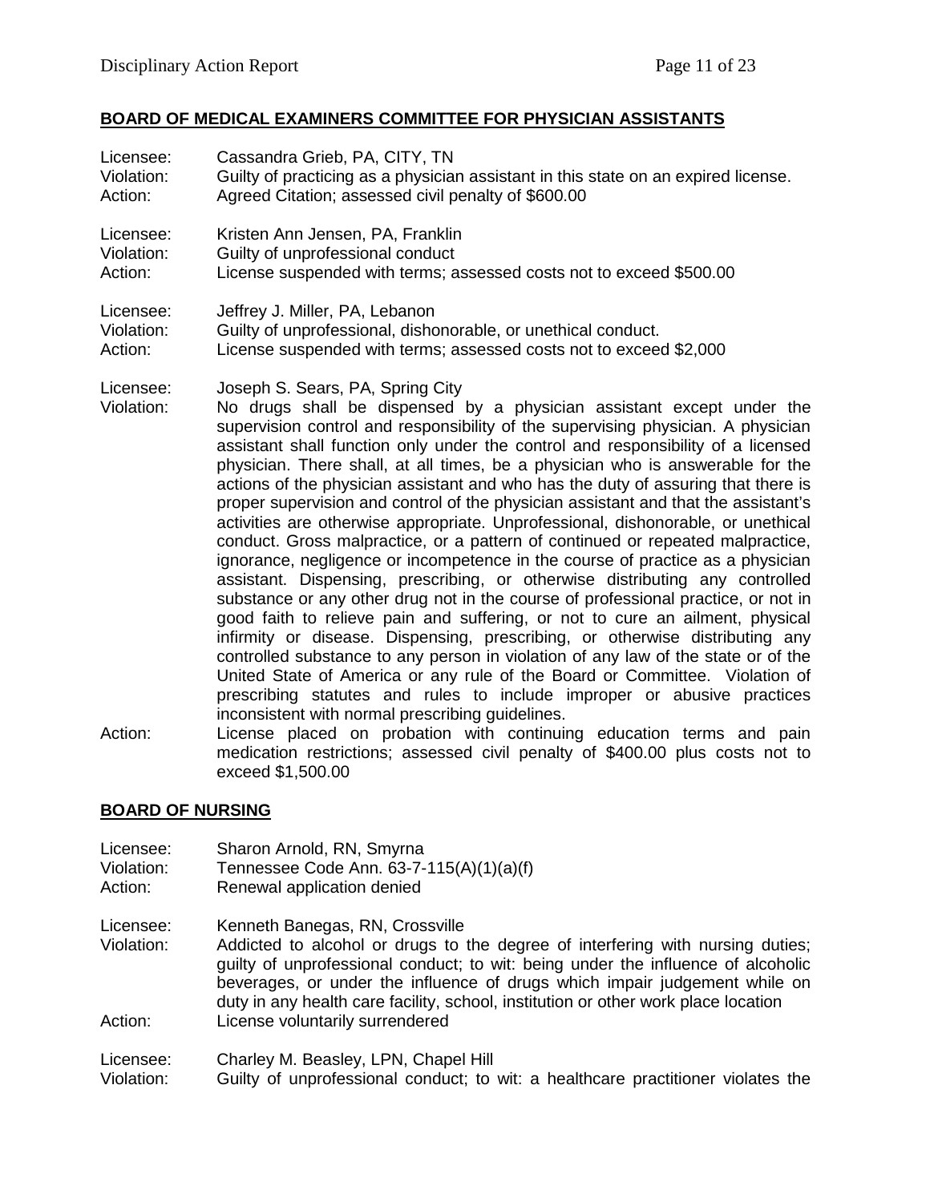## BOARD OF MEDICAL EXAMINERS COMMITTEE FOR PHYSICIAN ASSISTANTS

Licensee: Cassandra Grieb, PA, CITY, TN
Violation: Guilty of practicing as a physician assistant in this state on an expired license.
Action: Agreed Citation; assessed civil penalty of $600.00

Licensee: Kristen Ann Jensen, PA, Franklin
Violation: Guilty of unprofessional conduct
Action: License suspended with terms; assessed costs not to exceed $500.00

Licensee: Jeffrey J. Miller, PA, Lebanon
Violation: Guilty of unprofessional, dishonorable, or unethical conduct.
Action: License suspended with terms; assessed costs not to exceed $2,000

Licensee: Joseph S. Sears, PA, Spring City
Violation: No drugs shall be dispensed by a physician assistant except under the supervision control and responsibility of the supervising physician. A physician assistant shall function only under the control and responsibility of a licensed physician. There shall, at all times, be a physician who is answerable for the actions of the physician assistant and who has the duty of assuring that there is proper supervision and control of the physician assistant and that the assistant's activities are otherwise appropriate. Unprofessional, dishonorable, or unethical conduct. Gross malpractice, or a pattern of continued or repeated malpractice, ignorance, negligence or incompetence in the course of practice as a physician assistant. Dispensing, prescribing, or otherwise distributing any controlled substance or any other drug not in the course of professional practice, or not in good faith to relieve pain and suffering, or not to cure an ailment, physical infirmity or disease. Dispensing, prescribing, or otherwise distributing any controlled substance to any person in violation of any law of the state or of the United State of America or any rule of the Board or Committee. Violation of prescribing statutes and rules to include improper or abusive practices inconsistent with normal prescribing guidelines.
Action: License placed on probation with continuing education terms and pain medication restrictions; assessed civil penalty of $400.00 plus costs not to exceed $1,500.00

## BOARD OF NURSING

Licensee: Sharon Arnold, RN, Smyrna
Violation: Tennessee Code Ann. 63-7-115(A)(1)(a)(f)
Action: Renewal application denied

Licensee: Kenneth Banegas, RN, Crossville
Violation: Addicted to alcohol or drugs to the degree of interfering with nursing duties; guilty of unprofessional conduct; to wit: being under the influence of alcoholic beverages, or under the influence of drugs which impair judgement while on duty in any health care facility, school, institution or other work place location
Action: License voluntarily surrendered

Licensee: Charley M. Beasley, LPN, Chapel Hill
Violation: Guilty of unprofessional conduct; to wit: a healthcare practitioner violates the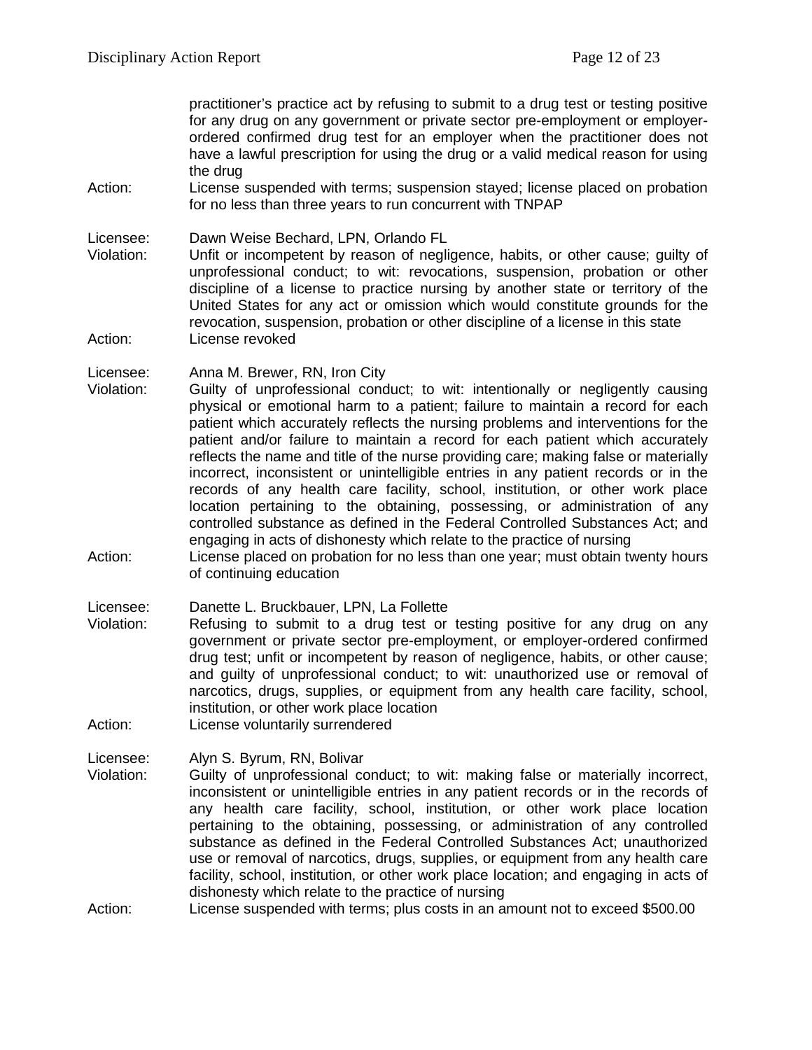practitioner's practice act by refusing to submit to a drug test or testing positive for any drug on any government or private sector pre-employment or employer-ordered confirmed drug test for an employer when the practitioner does not have a lawful prescription for using the drug or a valid medical reason for using the drug

Action: License suspended with terms; suspension stayed; license placed on probation for no less than three years to run concurrent with TNPAP

Licensee: Dawn Weise Bechard, LPN, Orlando FL

Violation: Unfit or incompetent by reason of negligence, habits, or other cause; guilty of unprofessional conduct; to wit: revocations, suspension, probation or other discipline of a license to practice nursing by another state or territory of the United States for any act or omission which would constitute grounds for the revocation, suspension, probation or other discipline of a license in this state

Action: License revoked

Licensee: Anna M. Brewer, RN, Iron City

Violation: Guilty of unprofessional conduct; to wit: intentionally or negligently causing physical or emotional harm to a patient; failure to maintain a record for each patient which accurately reflects the nursing problems and interventions for the patient and/or failure to maintain a record for each patient which accurately reflects the name and title of the nurse providing care; making false or materially incorrect, inconsistent or unintelligible entries in any patient records or in the records of any health care facility, school, institution, or other work place location pertaining to the obtaining, possessing, or administration of any controlled substance as defined in the Federal Controlled Substances Act; and engaging in acts of dishonesty which relate to the practice of nursing

Action: License placed on probation for no less than one year; must obtain twenty hours of continuing education

Licensee: Danette L. Bruckbauer, LPN, La Follette

Violation: Refusing to submit to a drug test or testing positive for any drug on any government or private sector pre-employment, or employer-ordered confirmed drug test; unfit or incompetent by reason of negligence, habits, or other cause; and guilty of unprofessional conduct; to wit: unauthorized use or removal of narcotics, drugs, supplies, or equipment from any health care facility, school, institution, or other work place location

Action: License voluntarily surrendered

Licensee: Alyn S. Byrum, RN, Bolivar

Violation: Guilty of unprofessional conduct; to wit: making false or materially incorrect, inconsistent or unintelligible entries in any patient records or in the records of any health care facility, school, institution, or other work place location pertaining to the obtaining, possessing, or administration of any controlled substance as defined in the Federal Controlled Substances Act; unauthorized use or removal of narcotics, drugs, supplies, or equipment from any health care facility, school, institution, or other work place location; and engaging in acts of dishonesty which relate to the practice of nursing

Action: License suspended with terms; plus costs in an amount not to exceed $500.00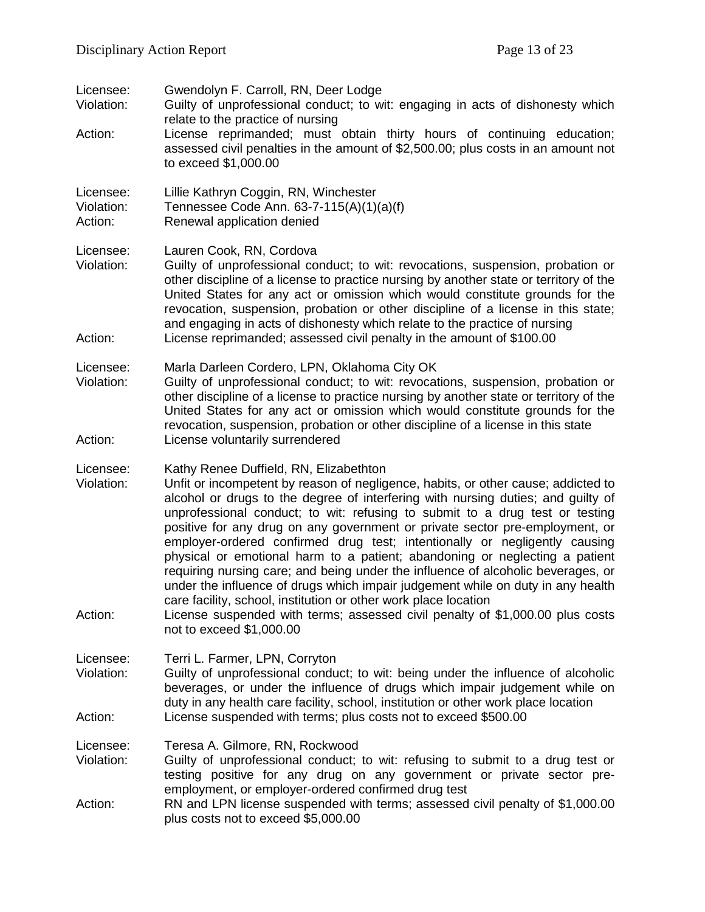Licensee: Gwendolyn F. Carroll, RN, Deer Lodge
Violation: Guilty of unprofessional conduct; to wit: engaging in acts of dishonesty which relate to the practice of nursing
Action: License reprimanded; must obtain thirty hours of continuing education; assessed civil penalties in the amount of $2,500.00; plus costs in an amount not to exceed $1,000.00

Licensee: Lillie Kathryn Coggin, RN, Winchester
Violation: Tennessee Code Ann. 63-7-115(A)(1)(a)(f)
Action: Renewal application denied

Licensee: Lauren Cook, RN, Cordova
Violation: Guilty of unprofessional conduct; to wit: revocations, suspension, probation or other discipline of a license to practice nursing by another state or territory of the United States for any act or omission which would constitute grounds for the revocation, suspension, probation or other discipline of a license in this state; and engaging in acts of dishonesty which relate to the practice of nursing
Action: License reprimanded; assessed civil penalty in the amount of $100.00

Licensee: Marla Darleen Cordero, LPN, Oklahoma City OK
Violation: Guilty of unprofessional conduct; to wit: revocations, suspension, probation or other discipline of a license to practice nursing by another state or territory of the United States for any act or omission which would constitute grounds for the revocation, suspension, probation or other discipline of a license in this state
Action: License voluntarily surrendered

Licensee: Kathy Renee Duffield, RN, Elizabethton
Violation: Unfit or incompetent by reason of negligence, habits, or other cause; addicted to alcohol or drugs to the degree of interfering with nursing duties; and guilty of unprofessional conduct; to wit: refusing to submit to a drug test or testing positive for any drug on any government or private sector pre-employment, or employer-ordered confirmed drug test; intentionally or negligently causing physical or emotional harm to a patient; abandoning or neglecting a patient requiring nursing care; and being under the influence of alcoholic beverages, or under the influence of drugs which impair judgement while on duty in any health care facility, school, institution or other work place location
Action: License suspended with terms; assessed civil penalty of $1,000.00 plus costs not to exceed $1,000.00

Licensee: Terri L. Farmer, LPN, Corryton
Violation: Guilty of unprofessional conduct; to wit: being under the influence of alcoholic beverages, or under the influence of drugs which impair judgement while on duty in any health care facility, school, institution or other work place location
Action: License suspended with terms; plus costs not to exceed $500.00

Licensee: Teresa A. Gilmore, RN, Rockwood
Violation: Guilty of unprofessional conduct; to wit: refusing to submit to a drug test or testing positive for any drug on any government or private sector pre-employment, or employer-ordered confirmed drug test
Action: RN and LPN license suspended with terms; assessed civil penalty of $1,000.00 plus costs not to exceed $5,000.00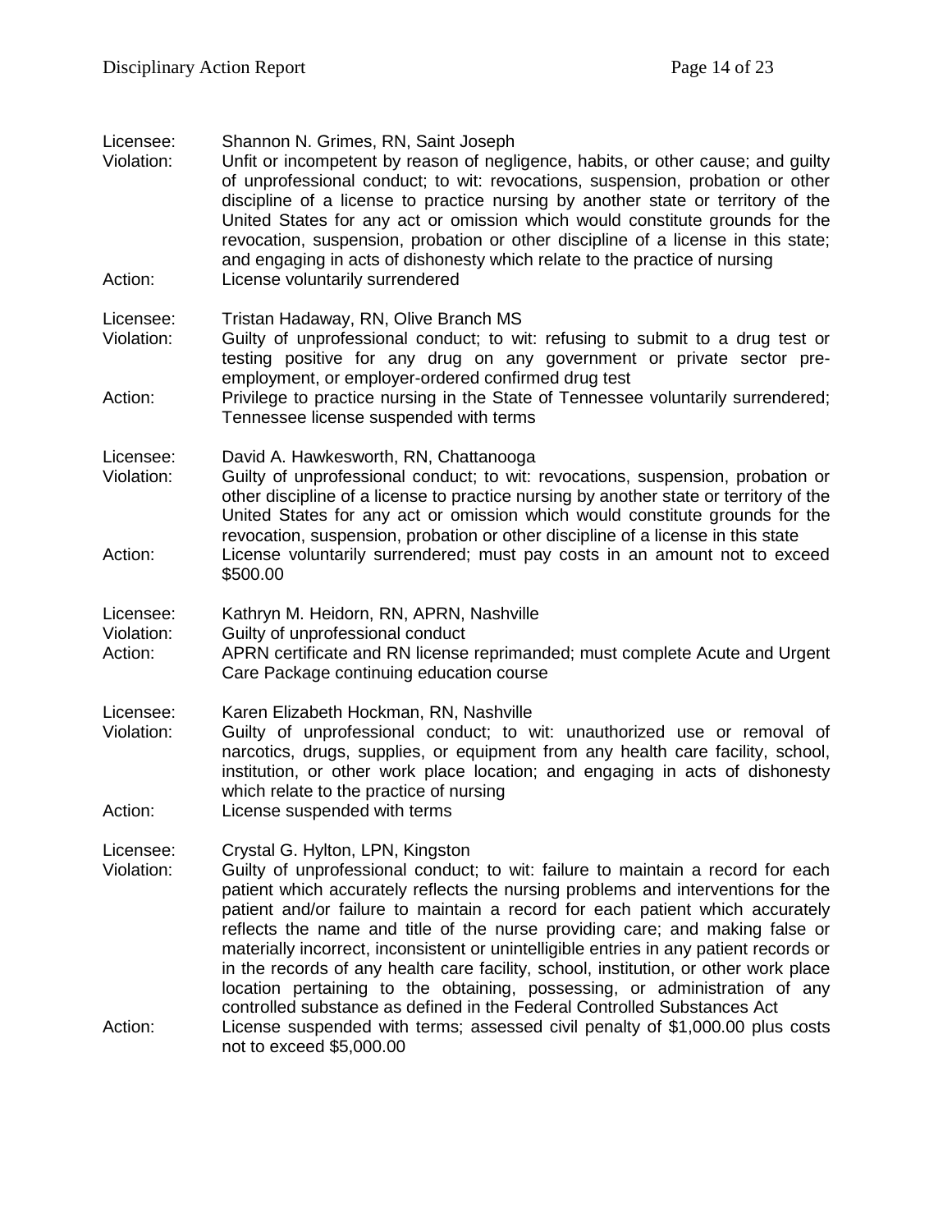Licensee: Shannon N. Grimes, RN, Saint Joseph
Violation: Unfit or incompetent by reason of negligence, habits, or other cause; and guilty of unprofessional conduct; to wit: revocations, suspension, probation or other discipline of a license to practice nursing by another state or territory of the United States for any act or omission which would constitute grounds for the revocation, suspension, probation or other discipline of a license in this state; and engaging in acts of dishonesty which relate to the practice of nursing
Action: License voluntarily surrendered

Licensee: Tristan Hadaway, RN, Olive Branch MS
Violation: Guilty of unprofessional conduct; to wit: refusing to submit to a drug test or testing positive for any drug on any government or private sector pre-employment, or employer-ordered confirmed drug test
Action: Privilege to practice nursing in the State of Tennessee voluntarily surrendered; Tennessee license suspended with terms

Licensee: David A. Hawkesworth, RN, Chattanooga
Violation: Guilty of unprofessional conduct; to wit: revocations, suspension, probation or other discipline of a license to practice nursing by another state or territory of the United States for any act or omission which would constitute grounds for the revocation, suspension, probation or other discipline of a license in this state
Action: License voluntarily surrendered; must pay costs in an amount not to exceed $500.00

Licensee: Kathryn M. Heidorn, RN, APRN, Nashville
Violation: Guilty of unprofessional conduct
Action: APRN certificate and RN license reprimanded; must complete Acute and Urgent Care Package continuing education course

Licensee: Karen Elizabeth Hockman, RN, Nashville
Violation: Guilty of unprofessional conduct; to wit: unauthorized use or removal of narcotics, drugs, supplies, or equipment from any health care facility, school, institution, or other work place location; and engaging in acts of dishonesty which relate to the practice of nursing
Action: License suspended with terms

Licensee: Crystal G. Hylton, LPN, Kingston
Violation: Guilty of unprofessional conduct; to wit: failure to maintain a record for each patient which accurately reflects the nursing problems and interventions for the patient and/or failure to maintain a record for each patient which accurately reflects the name and title of the nurse providing care; and making false or materially incorrect, inconsistent or unintelligible entries in any patient records or in the records of any health care facility, school, institution, or other work place location pertaining to the obtaining, possessing, or administration of any controlled substance as defined in the Federal Controlled Substances Act
Action: License suspended with terms; assessed civil penalty of $1,000.00 plus costs not to exceed $5,000.00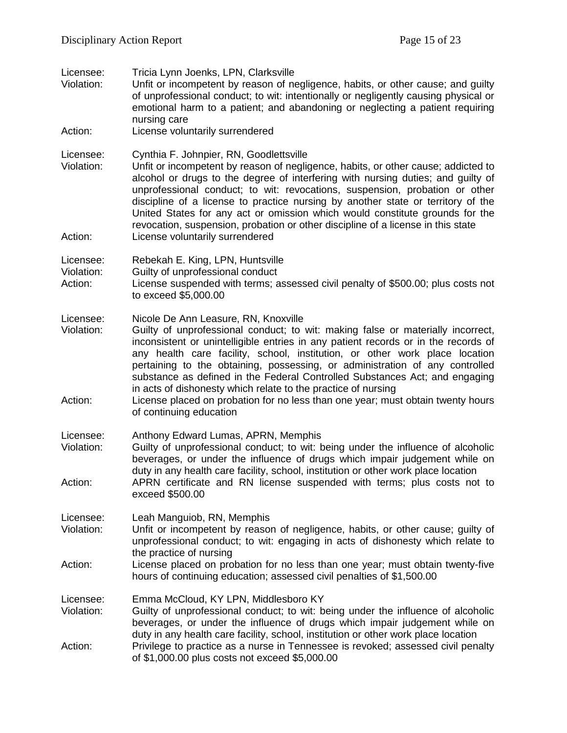Licensee: Tricia Lynn Joenks, LPN, Clarksville
Violation: Unfit or incompetent by reason of negligence, habits, or other cause; and guilty of unprofessional conduct; to wit: intentionally or negligently causing physical or emotional harm to a patient; and abandoning or neglecting a patient requiring nursing care
Action: License voluntarily surrendered

Licensee: Cynthia F. Johnpier, RN, Goodlettsville
Violation: Unfit or incompetent by reason of negligence, habits, or other cause; addicted to alcohol or drugs to the degree of interfering with nursing duties; and guilty of unprofessional conduct; to wit: revocations, suspension, probation or other discipline of a license to practice nursing by another state or territory of the United States for any act or omission which would constitute grounds for the revocation, suspension, probation or other discipline of a license in this state
Action: License voluntarily surrendered

Licensee: Rebekah E. King, LPN, Huntsville
Violation: Guilty of unprofessional conduct
Action: License suspended with terms; assessed civil penalty of $500.00; plus costs not to exceed $5,000.00

Licensee: Nicole De Ann Leasure, RN, Knoxville
Violation: Guilty of unprofessional conduct; to wit: making false or materially incorrect, inconsistent or unintelligible entries in any patient records or in the records of any health care facility, school, institution, or other work place location pertaining to the obtaining, possessing, or administration of any controlled substance as defined in the Federal Controlled Substances Act; and engaging in acts of dishonesty which relate to the practice of nursing
Action: License placed on probation for no less than one year; must obtain twenty hours of continuing education

Licensee: Anthony Edward Lumas, APRN, Memphis
Violation: Guilty of unprofessional conduct; to wit: being under the influence of alcoholic beverages, or under the influence of drugs which impair judgement while on duty in any health care facility, school, institution or other work place location
Action: APRN certificate and RN license suspended with terms; plus costs not to exceed $500.00

Licensee: Leah Manguiob, RN, Memphis
Violation: Unfit or incompetent by reason of negligence, habits, or other cause; guilty of unprofessional conduct; to wit: engaging in acts of dishonesty which relate to the practice of nursing
Action: License placed on probation for no less than one year; must obtain twenty-five hours of continuing education; assessed civil penalties of $1,500.00

Licensee: Emma McCloud, KY LPN, Middlesboro KY
Violation: Guilty of unprofessional conduct; to wit: being under the influence of alcoholic beverages, or under the influence of drugs which impair judgement while on duty in any health care facility, school, institution or other work place location
Action: Privilege to practice as a nurse in Tennessee is revoked; assessed civil penalty of $1,000.00 plus costs not exceed $5,000.00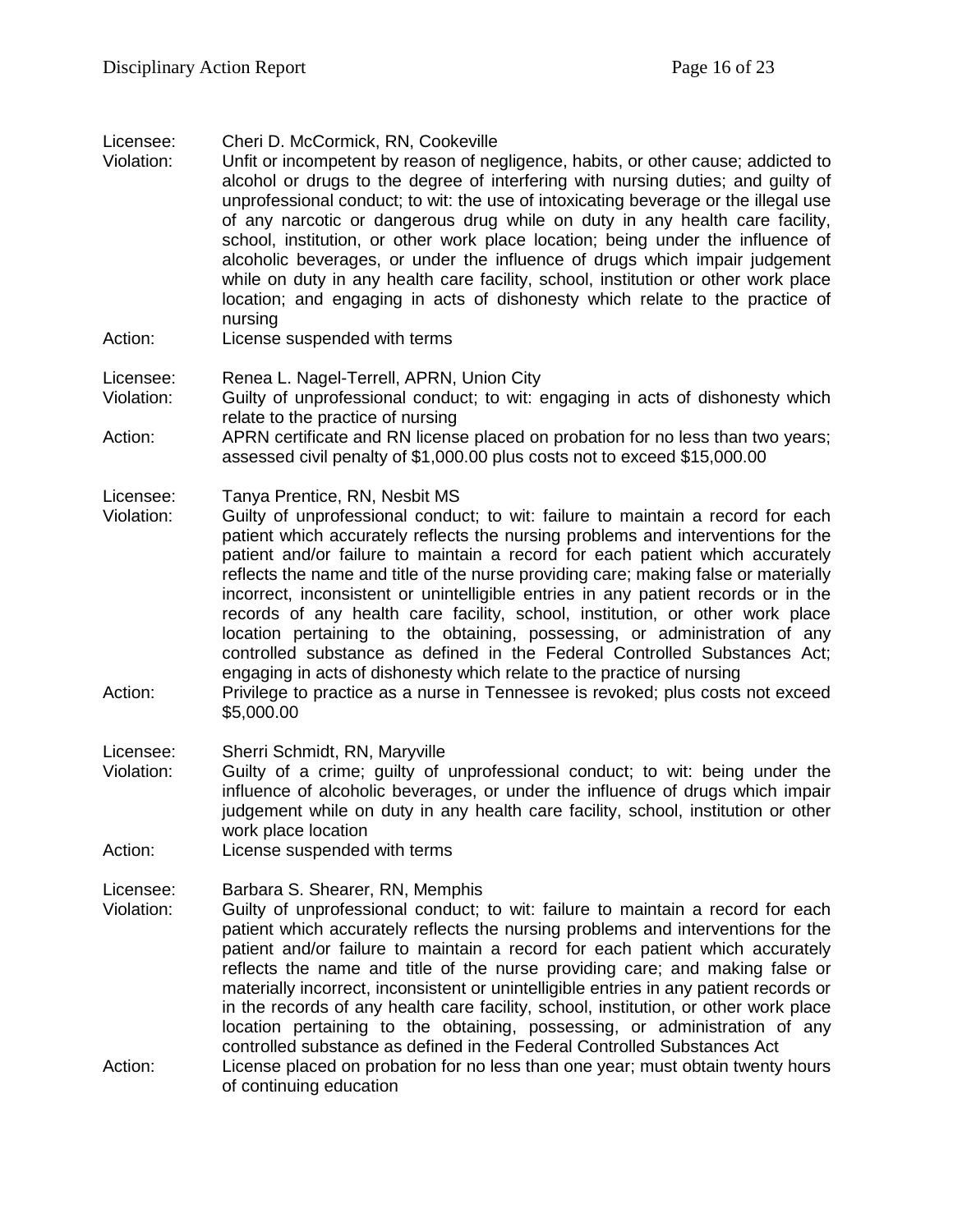Licensee: Cheri D. McCormick, RN, Cookeville

Violation: Unfit or incompetent by reason of negligence, habits, or other cause; addicted to alcohol or drugs to the degree of interfering with nursing duties; and guilty of unprofessional conduct; to wit: the use of intoxicating beverage or the illegal use of any narcotic or dangerous drug while on duty in any health care facility, school, institution, or other work place location; being under the influence of alcoholic beverages, or under the influence of drugs which impair judgement while on duty in any health care facility, school, institution or other work place location; and engaging in acts of dishonesty which relate to the practice of nursing

Action: License suspended with terms

Licensee: Renea L. Nagel-Terrell, APRN, Union City

Violation: Guilty of unprofessional conduct; to wit: engaging in acts of dishonesty which relate to the practice of nursing

Action: APRN certificate and RN license placed on probation for no less than two years; assessed civil penalty of $1,000.00 plus costs not to exceed $15,000.00

Licensee: Tanya Prentice, RN, Nesbit MS

Violation: Guilty of unprofessional conduct; to wit: failure to maintain a record for each patient which accurately reflects the nursing problems and interventions for the patient and/or failure to maintain a record for each patient which accurately reflects the name and title of the nurse providing care; making false or materially incorrect, inconsistent or unintelligible entries in any patient records or in the records of any health care facility, school, institution, or other work place location pertaining to the obtaining, possessing, or administration of any controlled substance as defined in the Federal Controlled Substances Act; engaging in acts of dishonesty which relate to the practice of nursing

Action: Privilege to practice as a nurse in Tennessee is revoked; plus costs not exceed $5,000.00

Licensee: Sherri Schmidt, RN, Maryville

Violation: Guilty of a crime; guilty of unprofessional conduct; to wit: being under the influence of alcoholic beverages, or under the influence of drugs which impair judgement while on duty in any health care facility, school, institution or other work place location

Action: License suspended with terms

Licensee: Barbara S. Shearer, RN, Memphis

Violation: Guilty of unprofessional conduct; to wit: failure to maintain a record for each patient which accurately reflects the nursing problems and interventions for the patient and/or failure to maintain a record for each patient which accurately reflects the name and title of the nurse providing care; and making false or materially incorrect, inconsistent or unintelligible entries in any patient records or in the records of any health care facility, school, institution, or other work place location pertaining to the obtaining, possessing, or administration of any controlled substance as defined in the Federal Controlled Substances Act

Action: License placed on probation for no less than one year; must obtain twenty hours of continuing education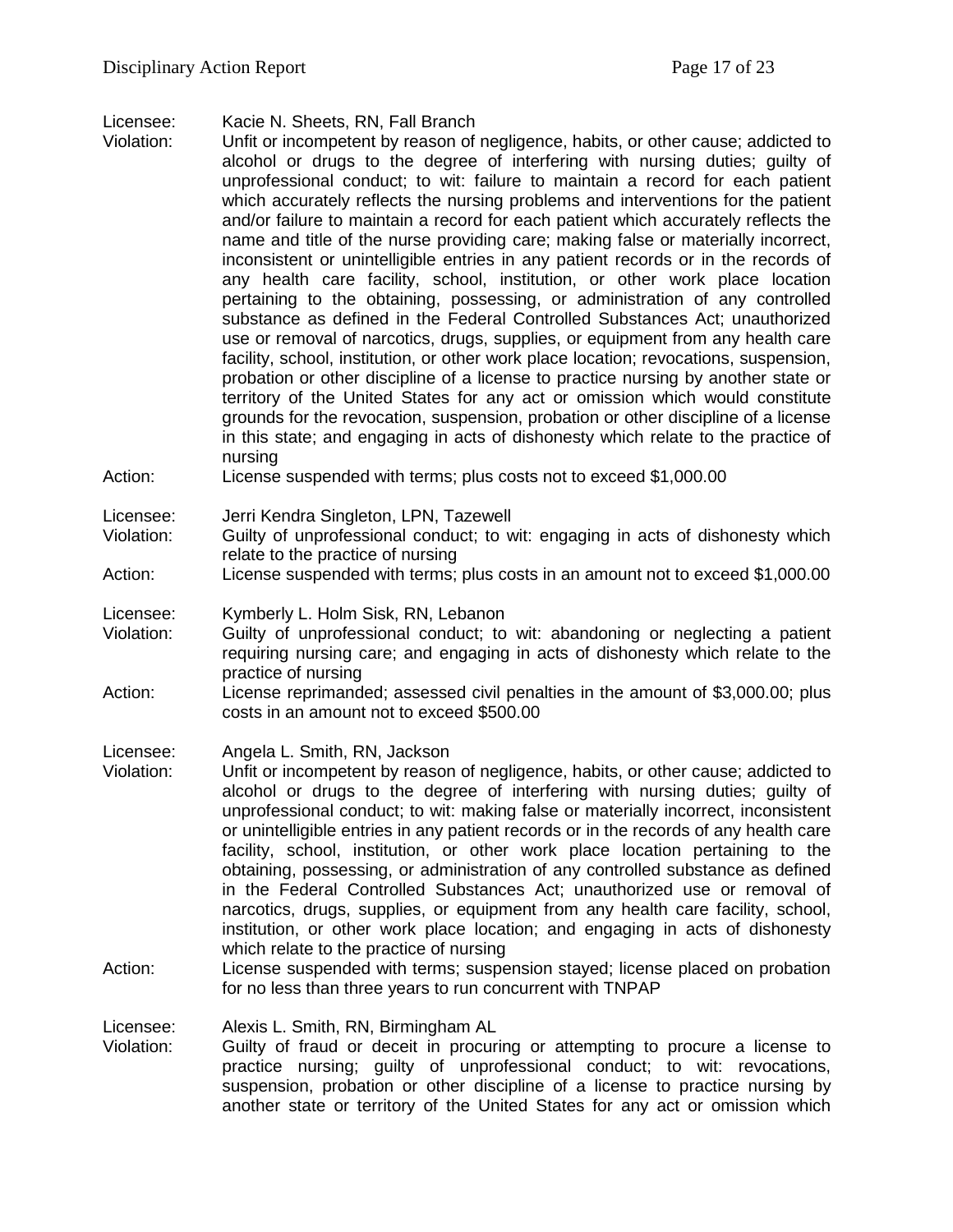Licensee: Kacie N. Sheets, RN, Fall Branch
Violation: Unfit or incompetent by reason of negligence, habits, or other cause; addicted to alcohol or drugs to the degree of interfering with nursing duties; guilty of unprofessional conduct; to wit: failure to maintain a record for each patient which accurately reflects the nursing problems and interventions for the patient and/or failure to maintain a record for each patient which accurately reflects the name and title of the nurse providing care; making false or materially incorrect, inconsistent or unintelligible entries in any patient records or in the records of any health care facility, school, institution, or other work place location pertaining to the obtaining, possessing, or administration of any controlled substance as defined in the Federal Controlled Substances Act; unauthorized use or removal of narcotics, drugs, supplies, or equipment from any health care facility, school, institution, or other work place location; revocations, suspension, probation or other discipline of a license to practice nursing by another state or territory of the United States for any act or omission which would constitute grounds for the revocation, suspension, probation or other discipline of a license in this state; and engaging in acts of dishonesty which relate to the practice of nursing
Action: License suspended with terms; plus costs not to exceed $1,000.00

Licensee: Jerri Kendra Singleton, LPN, Tazewell
Violation: Guilty of unprofessional conduct; to wit: engaging in acts of dishonesty which relate to the practice of nursing
Action: License suspended with terms; plus costs in an amount not to exceed $1,000.00

Licensee: Kymberly L. Holm Sisk, RN, Lebanon
Violation: Guilty of unprofessional conduct; to wit: abandoning or neglecting a patient requiring nursing care; and engaging in acts of dishonesty which relate to the practice of nursing
Action: License reprimanded; assessed civil penalties in the amount of $3,000.00; plus costs in an amount not to exceed $500.00

Licensee: Angela L. Smith, RN, Jackson
Violation: Unfit or incompetent by reason of negligence, habits, or other cause; addicted to alcohol or drugs to the degree of interfering with nursing duties; guilty of unprofessional conduct; to wit: making false or materially incorrect, inconsistent or unintelligible entries in any patient records or in the records of any health care facility, school, institution, or other work place location pertaining to the obtaining, possessing, or administration of any controlled substance as defined in the Federal Controlled Substances Act; unauthorized use or removal of narcotics, drugs, supplies, or equipment from any health care facility, school, institution, or other work place location; and engaging in acts of dishonesty which relate to the practice of nursing
Action: License suspended with terms; suspension stayed; license placed on probation for no less than three years to run concurrent with TNPAP

Licensee: Alexis L. Smith, RN, Birmingham AL
Violation: Guilty of fraud or deceit in procuring or attempting to procure a license to practice nursing; guilty of unprofessional conduct; to wit: revocations, suspension, probation or other discipline of a license to practice nursing by another state or territory of the United States for any act or omission which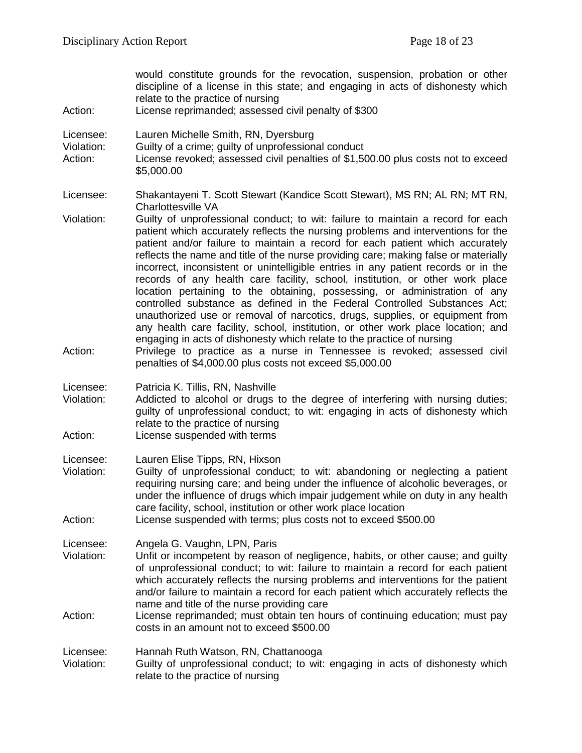would constitute grounds for the revocation, suspension, probation or other discipline of a license in this state; and engaging in acts of dishonesty which relate to the practice of nursing

Action: License reprimanded; assessed civil penalty of $300

Licensee: Lauren Michelle Smith, RN, Dyersburg

Violation: Guilty of a crime; guilty of unprofessional conduct

Action: License revoked; assessed civil penalties of $1,500.00 plus costs not to exceed $5,000.00

Licensee: Shakantayeni T. Scott Stewart (Kandice Scott Stewart), MS RN; AL RN; MT RN, Charlottesville VA

Violation: Guilty of unprofessional conduct; to wit: failure to maintain a record for each patient which accurately reflects the nursing problems and interventions for the patient and/or failure to maintain a record for each patient which accurately reflects the name and title of the nurse providing care; making false or materially incorrect, inconsistent or unintelligible entries in any patient records or in the records of any health care facility, school, institution, or other work place location pertaining to the obtaining, possessing, or administration of any controlled substance as defined in the Federal Controlled Substances Act; unauthorized use or removal of narcotics, drugs, supplies, or equipment from any health care facility, school, institution, or other work place location; and engaging in acts of dishonesty which relate to the practice of nursing

Action: Privilege to practice as a nurse in Tennessee is revoked; assessed civil penalties of $4,000.00 plus costs not exceed $5,000.00

Licensee: Patricia K. Tillis, RN, Nashville

Violation: Addicted to alcohol or drugs to the degree of interfering with nursing duties; guilty of unprofessional conduct; to wit: engaging in acts of dishonesty which relate to the practice of nursing

Action: License suspended with terms

Licensee: Lauren Elise Tipps, RN, Hixson

Violation: Guilty of unprofessional conduct; to wit: abandoning or neglecting a patient requiring nursing care; and being under the influence of alcoholic beverages, or under the influence of drugs which impair judgement while on duty in any health care facility, school, institution or other work place location

Action: License suspended with terms; plus costs not to exceed $500.00

Licensee: Angela G. Vaughn, LPN, Paris

Violation: Unfit or incompetent by reason of negligence, habits, or other cause; and guilty of unprofessional conduct; to wit: failure to maintain a record for each patient which accurately reflects the nursing problems and interventions for the patient and/or failure to maintain a record for each patient which accurately reflects the name and title of the nurse providing care

Action: License reprimanded; must obtain ten hours of continuing education; must pay costs in an amount not to exceed $500.00

Licensee: Hannah Ruth Watson, RN, Chattanooga

Violation: Guilty of unprofessional conduct; to wit: engaging in acts of dishonesty which relate to the practice of nursing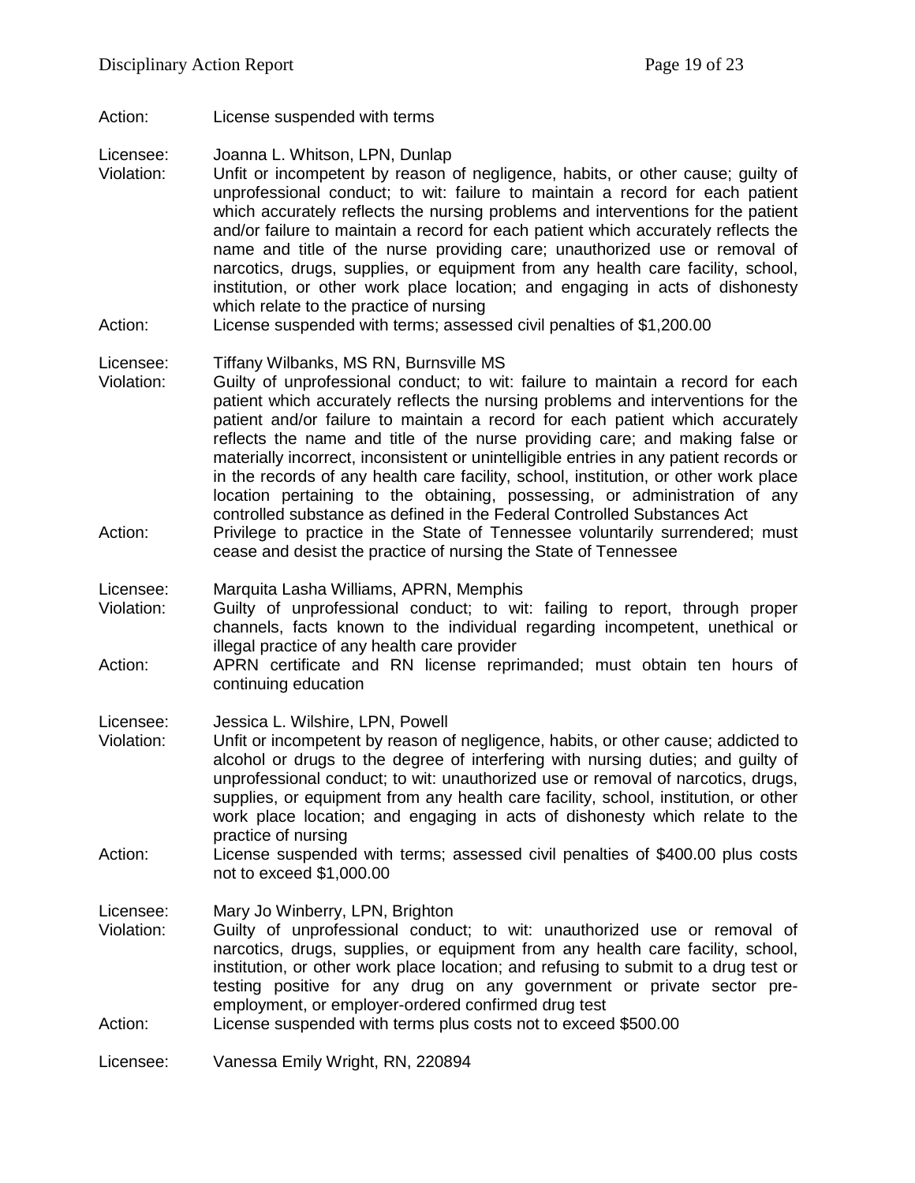Action: License suspended with terms

Licensee: Joanna L. Whitson, LPN, Dunlap
Violation: Unfit or incompetent by reason of negligence, habits, or other cause; guilty of unprofessional conduct; to wit: failure to maintain a record for each patient which accurately reflects the nursing problems and interventions for the patient and/or failure to maintain a record for each patient which accurately reflects the name and title of the nurse providing care; unauthorized use or removal of narcotics, drugs, supplies, or equipment from any health care facility, school, institution, or other work place location; and engaging in acts of dishonesty which relate to the practice of nursing
Action: License suspended with terms; assessed civil penalties of $1,200.00

Licensee: Tiffany Wilbanks, MS RN, Burnsville MS
Violation: Guilty of unprofessional conduct; to wit: failure to maintain a record for each patient which accurately reflects the nursing problems and interventions for the patient and/or failure to maintain a record for each patient which accurately reflects the name and title of the nurse providing care; and making false or materially incorrect, inconsistent or unintelligible entries in any patient records or in the records of any health care facility, school, institution, or other work place location pertaining to the obtaining, possessing, or administration of any controlled substance as defined in the Federal Controlled Substances Act
Action: Privilege to practice in the State of Tennessee voluntarily surrendered; must cease and desist the practice of nursing the State of Tennessee

Licensee: Marquita Lasha Williams, APRN, Memphis
Violation: Guilty of unprofessional conduct; to wit: failing to report, through proper channels, facts known to the individual regarding incompetent, unethical or illegal practice of any health care provider
Action: APRN certificate and RN license reprimanded; must obtain ten hours of continuing education

Licensee: Jessica L. Wilshire, LPN, Powell
Violation: Unfit or incompetent by reason of negligence, habits, or other cause; addicted to alcohol or drugs to the degree of interfering with nursing duties; and guilty of unprofessional conduct; to wit: unauthorized use or removal of narcotics, drugs, supplies, or equipment from any health care facility, school, institution, or other work place location; and engaging in acts of dishonesty which relate to the practice of nursing
Action: License suspended with terms; assessed civil penalties of $400.00 plus costs not to exceed $1,000.00

Licensee: Mary Jo Winberry, LPN, Brighton
Violation: Guilty of unprofessional conduct; to wit: unauthorized use or removal of narcotics, drugs, supplies, or equipment from any health care facility, school, institution, or other work place location; and refusing to submit to a drug test or testing positive for any drug on any government or private sector pre-employment, or employer-ordered confirmed drug test
Action: License suspended with terms plus costs not to exceed $500.00

Licensee: Vanessa Emily Wright, RN, 220894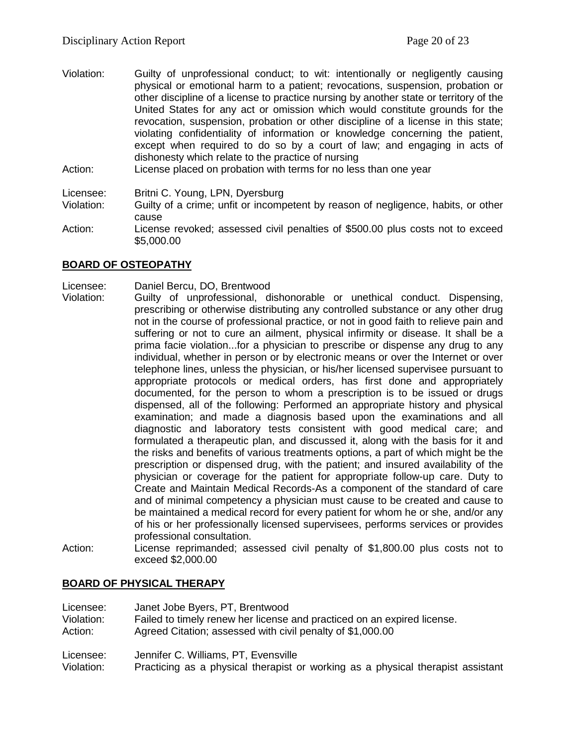Violation: Guilty of unprofessional conduct; to wit: intentionally or negligently causing physical or emotional harm to a patient; revocations, suspension, probation or other discipline of a license to practice nursing by another state or territory of the United States for any act or omission which would constitute grounds for the revocation, suspension, probation or other discipline of a license in this state; violating confidentiality of information or knowledge concerning the patient, except when required to do so by a court of law; and engaging in acts of dishonesty which relate to the practice of nursing

Action: License placed on probation with terms for no less than one year

Licensee: Britni C. Young, LPN, Dyersburg

Violation: Guilty of a crime; unfit or incompetent by reason of negligence, habits, or other cause

Action: License revoked; assessed civil penalties of $500.00 plus costs not to exceed $5,000.00

## BOARD OF OSTEOPATHY

Licensee: Daniel Bercu, DO, Brentwood

Violation: Guilty of unprofessional, dishonorable or unethical conduct. Dispensing, prescribing or otherwise distributing any controlled substance or any other drug not in the course of professional practice, or not in good faith to relieve pain and suffering or not to cure an ailment, physical infirmity or disease. It shall be a prima facie violation...for a physician to prescribe or dispense any drug to any individual, whether in person or by electronic means or over the Internet or over telephone lines, unless the physician, or his/her licensed supervisee pursuant to appropriate protocols or medical orders, has first done and appropriately documented, for the person to whom a prescription is to be issued or drugs dispensed, all of the following: Performed an appropriate history and physical examination; and made a diagnosis based upon the examinations and all diagnostic and laboratory tests consistent with good medical care; and formulated a therapeutic plan, and discussed it, along with the basis for it and the risks and benefits of various treatments options, a part of which might be the prescription or dispensed drug, with the patient; and insured availability of the physician or coverage for the patient for appropriate follow-up care. Duty to Create and Maintain Medical Records-As a component of the standard of care and of minimal competency a physician must cause to be created and cause to be maintained a medical record for every patient for whom he or she, and/or any of his or her professionally licensed supervisees, performs services or provides professional consultation.

Action: License reprimanded; assessed civil penalty of $1,800.00 plus costs not to exceed $2,000.00

## BOARD OF PHYSICAL THERAPY

Licensee: Janet Jobe Byers, PT, Brentwood

Violation: Failed to timely renew her license and practiced on an expired license.

Action: Agreed Citation; assessed with civil penalty of $1,000.00

Licensee: Jennifer C. Williams, PT, Evensville

Violation: Practicing as a physical therapist or working as a physical therapist assistant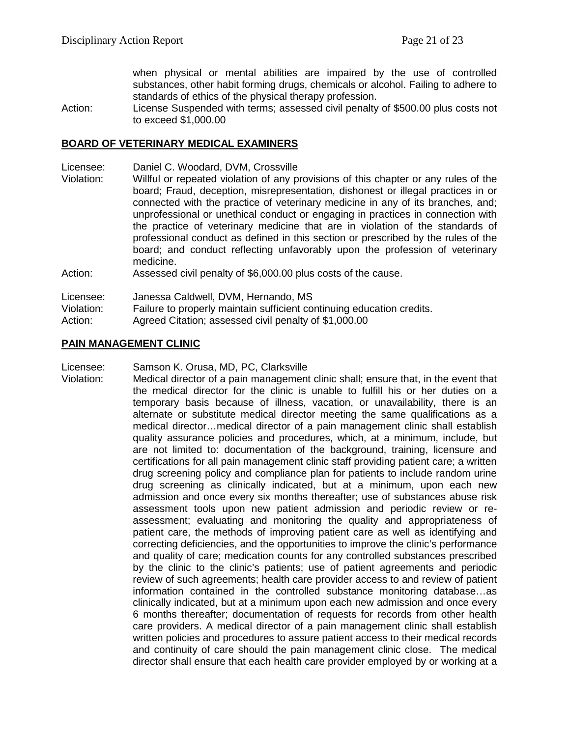when physical or mental abilities are impaired by the use of controlled substances, other habit forming drugs, chemicals or alcohol. Failing to adhere to standards of ethics of the physical therapy profession.

Action: License Suspended with terms; assessed civil penalty of $500.00 plus costs not to exceed $1,000.00

## BOARD OF VETERINARY MEDICAL EXAMINERS

Licensee: Daniel C. Woodard, DVM, Crossville

Violation: Willful or repeated violation of any provisions of this chapter or any rules of the board; Fraud, deception, misrepresentation, dishonest or illegal practices in or connected with the practice of veterinary medicine in any of its branches, and; unprofessional or unethical conduct or engaging in practices in connection with the practice of veterinary medicine that are in violation of the standards of professional conduct as defined in this section or prescribed by the rules of the board; and conduct reflecting unfavorably upon the profession of veterinary medicine.

Action: Assessed civil penalty of $6,000.00 plus costs of the cause.

Licensee: Janessa Caldwell, DVM, Hernando, MS

Violation: Failure to properly maintain sufficient continuing education credits.

Action: Agreed Citation; assessed civil penalty of $1,000.00

## PAIN MANAGEMENT CLINIC

Licensee: Samson K. Orusa, MD, PC, Clarksville

Violation: Medical director of a pain management clinic shall; ensure that, in the event that the medical director for the clinic is unable to fulfill his or her duties on a temporary basis because of illness, vacation, or unavailability, there is an alternate or substitute medical director meeting the same qualifications as a medical director…medical director of a pain management clinic shall establish quality assurance policies and procedures, which, at a minimum, include, but are not limited to: documentation of the background, training, licensure and certifications for all pain management clinic staff providing patient care; a written drug screening policy and compliance plan for patients to include random urine drug screening as clinically indicated, but at a minimum, upon each new admission and once every six months thereafter; use of substances abuse risk assessment tools upon new patient admission and periodic review or re-assessment; evaluating and monitoring the quality and appropriateness of patient care, the methods of improving patient care as well as identifying and correcting deficiencies, and the opportunities to improve the clinic's performance and quality of care; medication counts for any controlled substances prescribed by the clinic to the clinic's patients; use of patient agreements and periodic review of such agreements; health care provider access to and review of patient information contained in the controlled substance monitoring database…as clinically indicated, but at a minimum upon each new admission and once every 6 months thereafter; documentation of requests for records from other health care providers. A medical director of a pain management clinic shall establish written policies and procedures to assure patient access to their medical records and continuity of care should the pain management clinic close. The medical director shall ensure that each health care provider employed by or working at a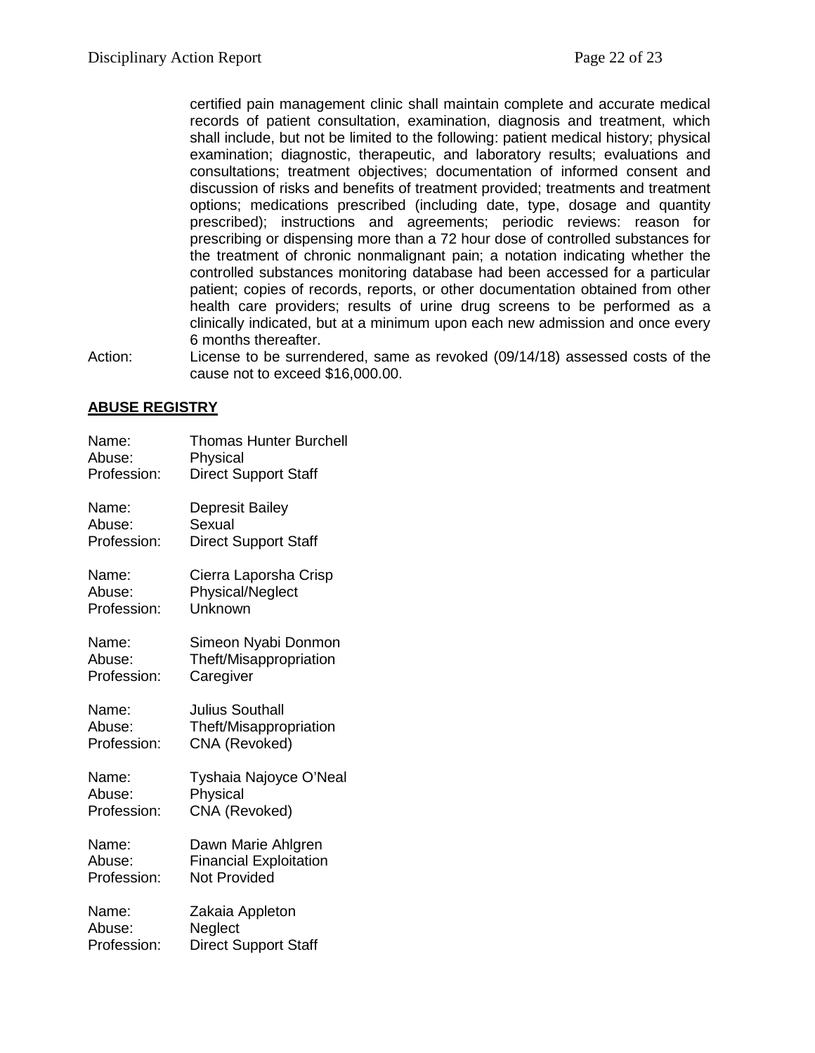certified pain management clinic shall maintain complete and accurate medical records of patient consultation, examination, diagnosis and treatment, which shall include, but not be limited to the following: patient medical history; physical examination; diagnostic, therapeutic, and laboratory results; evaluations and consultations; treatment objectives; documentation of informed consent and discussion of risks and benefits of treatment provided; treatments and treatment options; medications prescribed (including date, type, dosage and quantity prescribed); instructions and agreements; periodic reviews: reason for prescribing or dispensing more than a 72 hour dose of controlled substances for the treatment of chronic nonmalignant pain; a notation indicating whether the controlled substances monitoring database had been accessed for a particular patient; copies of records, reports, or other documentation obtained from other health care providers; results of urine drug screens to be performed as a clinically indicated, but at a minimum upon each new admission and once every 6 months thereafter.

Action: License to be surrendered, same as revoked (09/14/18) assessed costs of the cause not to exceed $16,000.00.

## **ABUSE REGISTRY**

Name: Thomas Hunter Burchell
Abuse: Physical
Profession: Direct Support Staff

Name: Depresit Bailey
Abuse: Sexual
Profession: Direct Support Staff

Name: Cierra Laporsha Crisp
Abuse: Physical/Neglect
Profession: Unknown

Name: Simeon Nyabi Donmon
Abuse: Theft/Misappropriation
Profession: Caregiver

Name: Julius Southall
Abuse: Theft/Misappropriation
Profession: CNA (Revoked)

Name: Tyshaia Najoyce O'Neal
Abuse: Physical
Profession: CNA (Revoked)

Name: Dawn Marie Ahlgren
Abuse: Financial Exploitation
Profession: Not Provided

Name: Zakaia Appleton
Abuse: Neglect
Profession: Direct Support Staff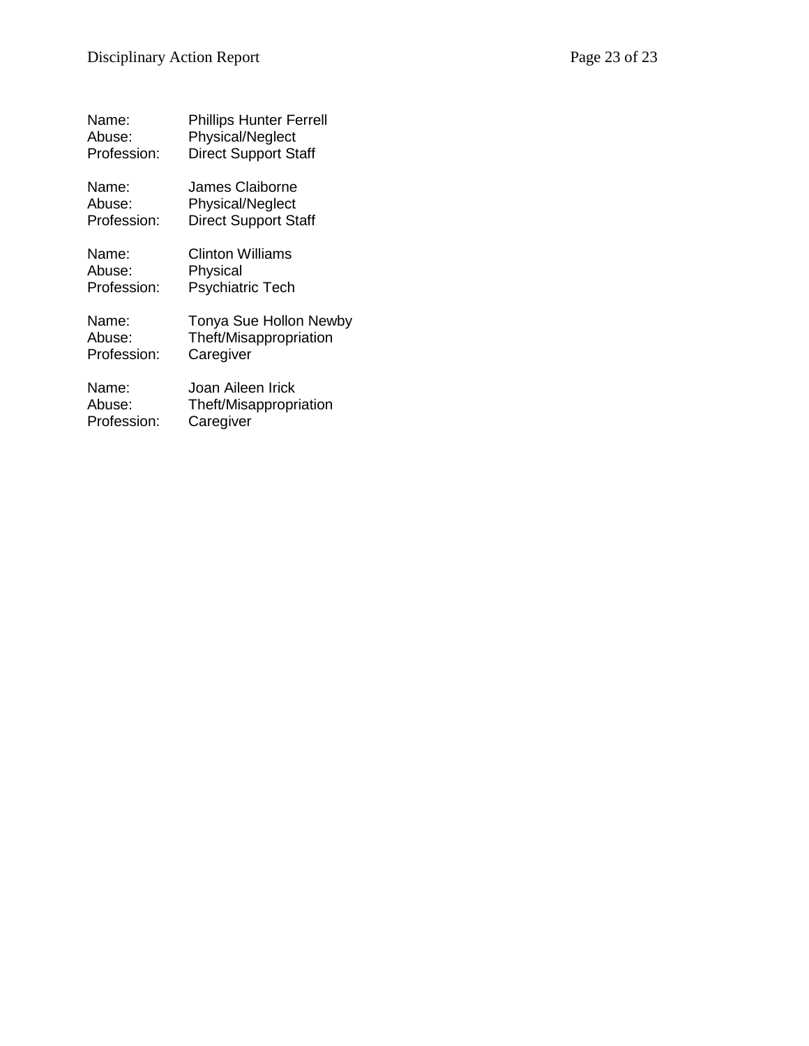Name: Phillips Hunter Ferrell
Abuse: Physical/Neglect
Profession: Direct Support Staff

Name: James Claiborne
Abuse: Physical/Neglect
Profession: Direct Support Staff

Name: Clinton Williams
Abuse: Physical
Profession: Psychiatric Tech

Name: Tonya Sue Hollon Newby
Abuse: Theft/Misappropriation
Profession: Caregiver

Name: Joan Aileen Irick
Abuse: Theft/Misappropriation
Profession: Caregiver